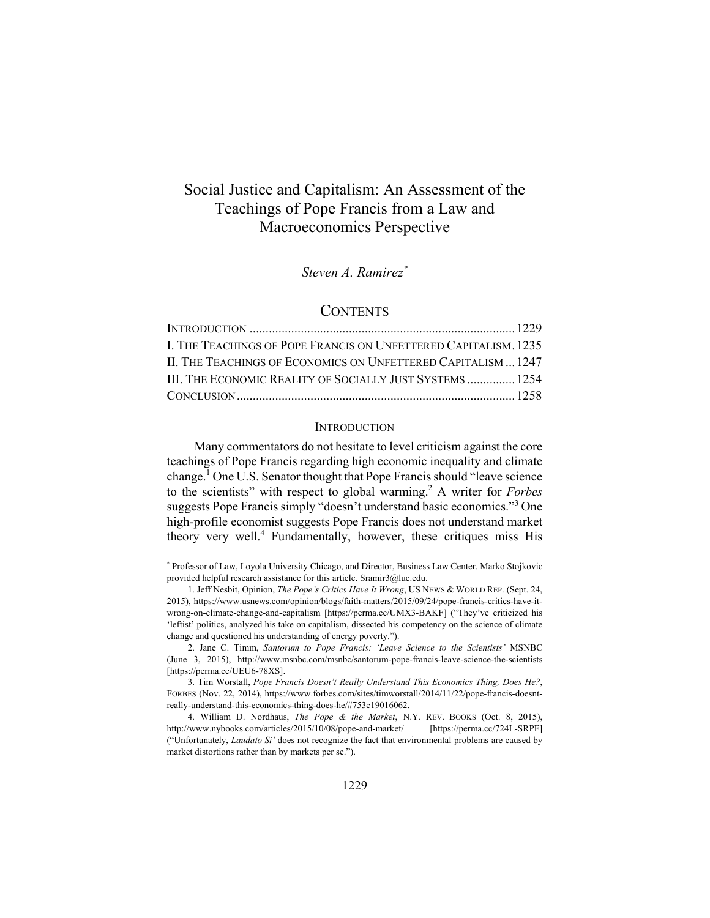# Social Justice and Capitalism: An Assessment of the Teachings of Pope Francis from a Law and Macroeconomics Perspective

*Steven A. Ramirez*[*]

## CONTENTS

INTRODUCTION .................................................................................. 1229
I. THE TEACHINGS OF POPE FRANCIS ON UNFETTERED CAPITALISM . 1235
II. THE TEACHINGS OF ECONOMICS ON UNFETTERED CAPITALISM ... 1247
III. THE ECONOMIC REALITY OF SOCIALLY JUST SYSTEMS ............... 1254
CONCLUSION ...................................................................................... 1258

## INTRODUCTION

Many commentators do not hesitate to level criticism against the core teachings of Pope Francis regarding high economic inequality and climate change.[1] One U.S. Senator thought that Pope Francis should "leave science to the scientists" with respect to global warming.[2] A writer for *Forbes* suggests Pope Francis simply "doesn't understand basic economics."[3] One high-profile economist suggests Pope Francis does not understand market theory very well.[4] Fundamentally, however, these critiques miss His

---

[*] Professor of Law, Loyola University Chicago, and Director, Business Law Center. Marko Stojkovic provided helpful research assistance for this article. Sramir3@luc.edu.

1. Jeff Nesbit, Opinion, *The Pope's Critics Have It Wrong*, US NEWS & WORLD REP. (Sept. 24, 2015), https://www.usnews.com/opinion/blogs/faith-matters/2015/09/24/pope-francis-critics-have-it-wrong-on-climate-change-and-capitalism [https://perma.cc/UMX3-BAKF] ("They've criticized his 'leftist' politics, analyzed his take on capitalism, dissected his competency on the science of climate change and questioned his understanding of energy poverty.").

2. Jane C. Timm, *Santorum to Pope Francis: 'Leave Science to the Scientists'* MSNBC (June 3, 2015), http://www.msnbc.com/msnbc/santorum-pope-francis-leave-science-the-scientists [https://perma.cc/UEU6-78XS].

3. Tim Worstall, *Pope Francis Doesn't Really Understand This Economics Thing, Does He?*, FORBES (Nov. 22, 2014), https://www.forbes.com/sites/timworstall/2014/11/22/pope-francis-doesnt-really-understand-this-economics-thing-does-he/#753c19016062.

4. William D. Nordhaus, *The Pope & the Market*, N.Y. REV. BOOKS (Oct. 8, 2015), http://www.nybooks.com/articles/2015/10/08/pope-and-market/ [https://perma.cc/724L-SRPF] ("Unfortunately, *Laudato Si'* does not recognize the fact that environmental problems are caused by market distortions rather than by markets per se.").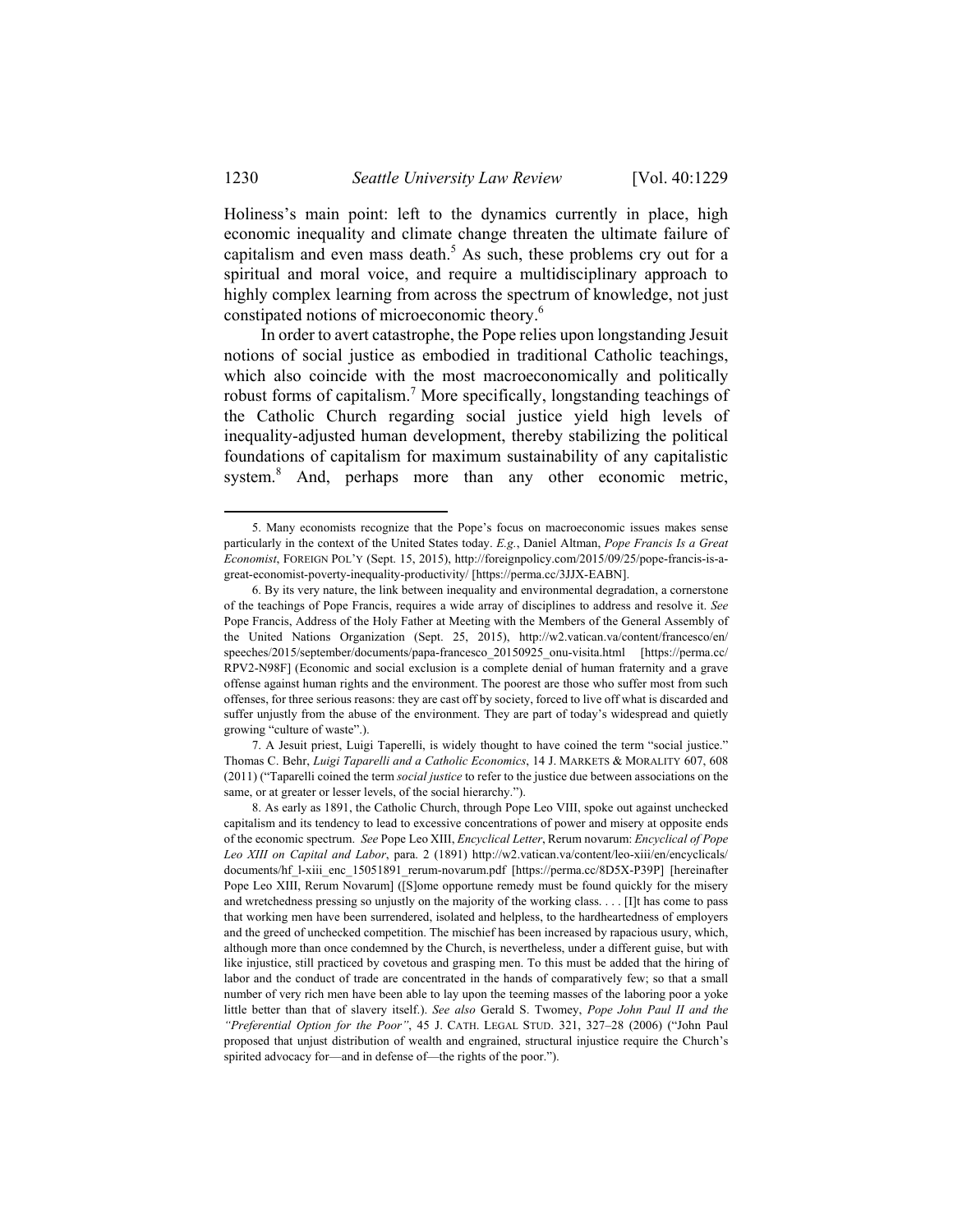Holiness's main point: left to the dynamics currently in place, high economic inequality and climate change threaten the ultimate failure of capitalism and even mass death.[5] As such, these problems cry out for a spiritual and moral voice, and require a multidisciplinary approach to highly complex learning from across the spectrum of knowledge, not just constipated notions of microeconomic theory.[6]

In order to avert catastrophe, the Pope relies upon longstanding Jesuit notions of social justice as embodied in traditional Catholic teachings, which also coincide with the most macroeconomically and politically robust forms of capitalism.[7] More specifically, longstanding teachings of the Catholic Church regarding social justice yield high levels of inequality-adjusted human development, thereby stabilizing the political foundations of capitalism for maximum sustainability of any capitalistic system.[8] And, perhaps more than any other economic metric,

---

5. Many economists recognize that the Pope's focus on macroeconomic issues makes sense particularly in the context of the United States today. *E.g.*, Daniel Altman, *Pope Francis Is a Great Economist*, FOREIGN POL'Y (Sept. 15, 2015), http://foreignpolicy.com/2015/09/25/pope-francis-is-a-great-economist-poverty-inequality-productivity/ [https://perma.cc/3JJX-EABN].

6. By its very nature, the link between inequality and environmental degradation, a cornerstone of the teachings of Pope Francis, requires a wide array of disciplines to address and resolve it. *See* Pope Francis, Address of the Holy Father at Meeting with the Members of the General Assembly of the United Nations Organization (Sept. 25, 2015), http://w2.vatican.va/content/francesco/en/speeches/2015/september/documents/papa-francesco_20150925_onu-visita.html [https://perma.cc/RPV2-N98F] (Economic and social exclusion is a complete denial of human fraternity and a grave offense against human rights and the environment. The poorest are those who suffer most from such offenses, for three serious reasons: they are cast off by society, forced to live off what is discarded and suffer unjustly from the abuse of the environment. They are part of today's widespread and quietly growing "culture of waste".).

7. A Jesuit priest, Luigi Taperelli, is widely thought to have coined the term "social justice." Thomas C. Behr, *Luigi Taparelli and a Catholic Economics*, 14 J. MARKETS & MORALITY 607, 608 (2011) ("Taparelli coined the term *social justice* to refer to the justice due between associations on the same, or at greater or lesser levels, of the social hierarchy.").

8. As early as 1891, the Catholic Church, through Pope Leo VIII, spoke out against unchecked capitalism and its tendency to lead to excessive concentrations of power and misery at opposite ends of the economic spectrum. *See* Pope Leo XIII, *Encyclical Letter*, Rerum novarum: *Encyclical of Pope Leo XIII on Capital and Labor*, para. 2 (1891) http://w2.vatican.va/content/leo-xiii/en/encyclicals/documents/hf_l-xiii_enc_15051891_rerum-novarum.pdf [https://perma.cc/8D5X-P39P] [hereinafter Pope Leo XIII, Rerum Novarum] ([S]ome opportune remedy must be found quickly for the misery and wretchedness pressing so unjustly on the majority of the working class. . . . [I]t has come to pass that working men have been surrendered, isolated and helpless, to the hardheartedness of employers and the greed of unchecked competition. The mischief has been increased by rapacious usury, which, although more than once condemned by the Church, is nevertheless, under a different guise, but with like injustice, still practiced by covetous and grasping men. To this must be added that the hiring of labor and the conduct of trade are concentrated in the hands of comparatively few; so that a small number of very rich men have been able to lay upon the teeming masses of the laboring poor a yoke little better than that of slavery itself.). *See also* Gerald S. Twomey, *Pope John Paul II and the "Preferential Option for the Poor"*, 45 J. CATH. LEGAL STUD. 321, 327–28 (2006) ("John Paul proposed that unjust distribution of wealth and engrained, structural injustice require the Church's spirited advocacy for—and in defense of—the rights of the poor.").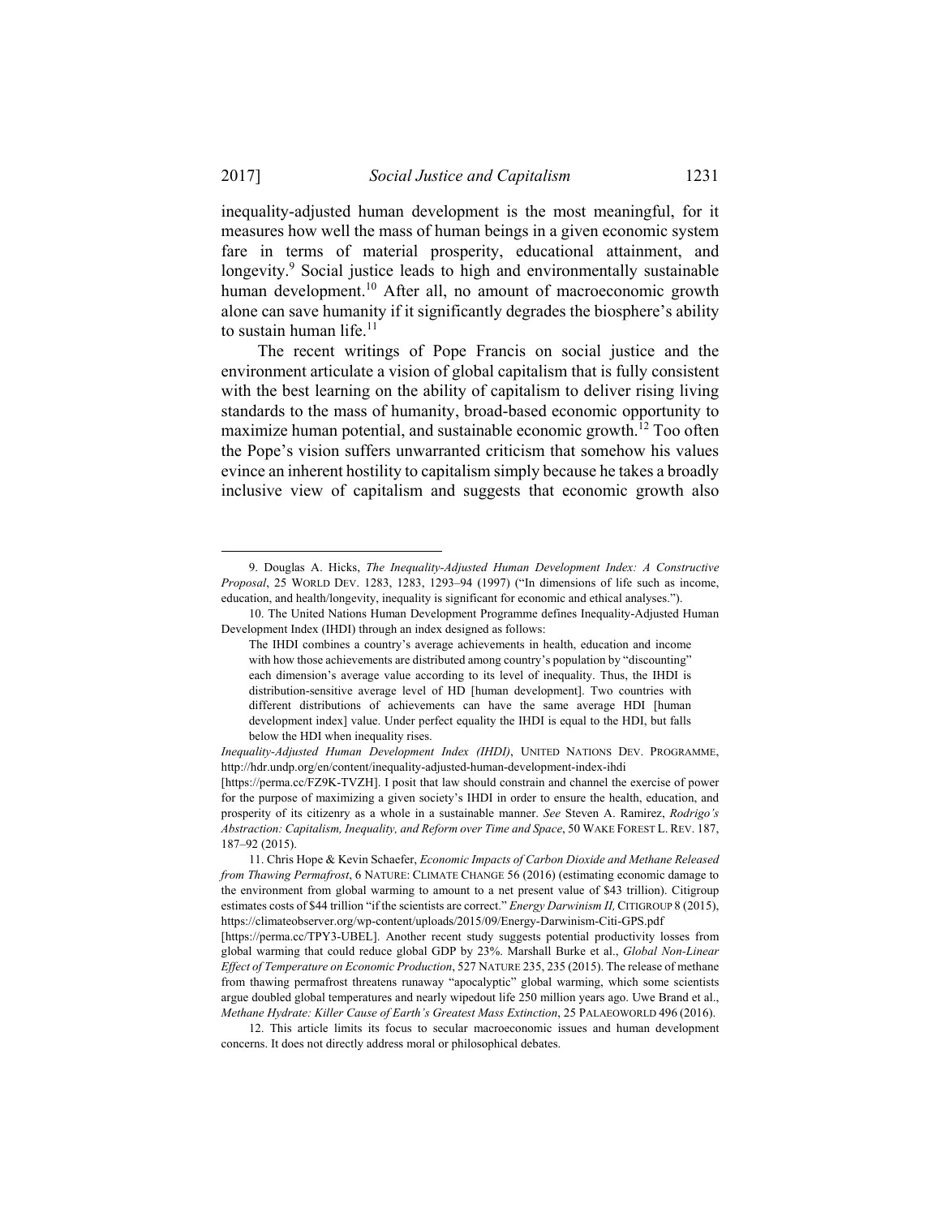inequality-adjusted human development is the most meaningful, for it measures how well the mass of human beings in a given economic system fare in terms of material prosperity, educational attainment, and longevity.[9] Social justice leads to high and environmentally sustainable human development.[10] After all, no amount of macroeconomic growth alone can save humanity if it significantly degrades the biosphere's ability to sustain human life.[11]

The recent writings of Pope Francis on social justice and the environment articulate a vision of global capitalism that is fully consistent with the best learning on the ability of capitalism to deliver rising living standards to the mass of humanity, broad-based economic opportunity to maximize human potential, and sustainable economic growth.[12] Too often the Pope's vision suffers unwarranted criticism that somehow his values evince an inherent hostility to capitalism simply because he takes a broadly inclusive view of capitalism and suggests that economic growth also

---

9. Douglas A. Hicks, *The Inequality-Adjusted Human Development Index: A Constructive Proposal*, 25 WORLD DEV. 1283, 1283, 1293–94 (1997) ("In dimensions of life such as income, education, and health/longevity, inequality is significant for economic and ethical analyses.").

10. The United Nations Human Development Programme defines Inequality-Adjusted Human Development Index (IHDI) through an index designed as follows:

> The IHDI combines a country's average achievements in health, education and income with how those achievements are distributed among country's population by "discounting" each dimension's average value according to its level of inequality. Thus, the IHDI is distribution-sensitive average level of HD [human development]. Two countries with different distributions of achievements can have the same average HDI [human development index] value. Under perfect equality the IHDI is equal to the HDI, but falls below the HDI when inequality rises.

*Inequality-Adjusted Human Development Index (IHDI)*, UNITED NATIONS DEV. PROGRAMME, http://hdr.undp.org/en/content/inequality-adjusted-human-development-index-ihdi [https://perma.cc/FZ9K-TVZH]. I posit that law should constrain and channel the exercise of power for the purpose of maximizing a given society's IHDI in order to ensure the health, education, and prosperity of its citizenry as a whole in a sustainable manner. *See* Steven A. Ramirez, *Rodrigo's Abstraction: Capitalism, Inequality, and Reform over Time and Space*, 50 WAKE FOREST L. REV. 187, 187–92 (2015).

11. Chris Hope & Kevin Schaefer, *Economic Impacts of Carbon Dioxide and Methane Released from Thawing Permafrost*, 6 NATURE: CLIMATE CHANGE 56 (2016) (estimating economic damage to the environment from global warming to amount to a net present value of $43 trillion). Citigroup estimates costs of $44 trillion "if the scientists are correct." *Energy Darwinism II*, CITIGROUP 8 (2015), https://climateobserver.org/wp-content/uploads/2015/09/Energy-Darwinism-Citi-GPS.pdf [https://perma.cc/TPY3-UBEL]. Another recent study suggests potential productivity losses from global warming that could reduce global GDP by 23%. Marshall Burke et al., *Global Non-Linear Effect of Temperature on Economic Production*, 527 NATURE 235, 235 (2015). The release of methane from thawing permafrost threatens runaway "apocalyptic" global warming, which some scientists argue doubled global temperatures and nearly wipedout life 250 million years ago. Uwe Brand et al., *Methane Hydrate: Killer Cause of Earth's Greatest Mass Extinction*, 25 PALAEOWORLD 496 (2016).

12. This article limits its focus to secular macroeconomic issues and human development concerns. It does not directly address moral or philosophical debates.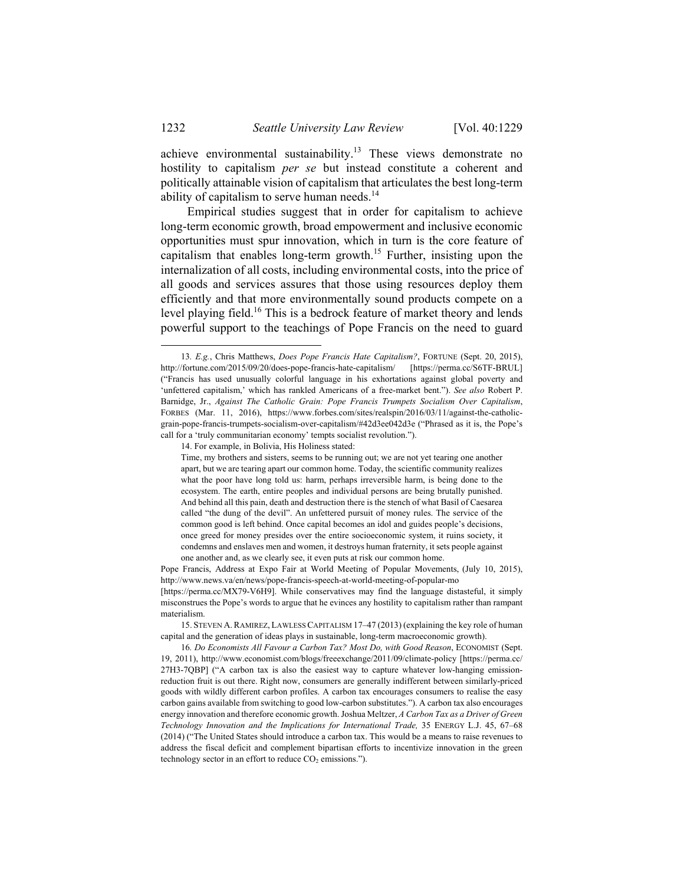achieve environmental sustainability.[13] These views demonstrate no hostility to capitalism *per se* but instead constitute a coherent and politically attainable vision of capitalism that articulates the best long-term ability of capitalism to serve human needs.[14]

Empirical studies suggest that in order for capitalism to achieve long-term economic growth, broad empowerment and inclusive economic opportunities must spur innovation, which in turn is the core feature of capitalism that enables long-term growth.[15] Further, insisting upon the internalization of all costs, including environmental costs, into the price of all goods and services assures that those using resources deploy them efficiently and that more environmentally sound products compete on a level playing field.[16] This is a bedrock feature of market theory and lends powerful support to the teachings of Pope Francis on the need to guard

---

13. *E.g.*, Chris Matthews, *Does Pope Francis Hate Capitalism?*, FORTUNE (Sept. 20, 2015), http://fortune.com/2015/09/20/does-pope-francis-hate-capitalism/ [https://perma.cc/S6TF-BRUL] ("Francis has used unusually colorful language in his exhortations against global poverty and 'unfettered capitalism,' which has rankled Americans of a free-market bent."). *See also* Robert P. Barnidge, Jr., *Against The Catholic Grain: Pope Francis Trumpets Socialism Over Capitalism*, FORBES (Mar. 11, 2016), https://www.forbes.com/sites/realspin/2016/03/11/against-the-catholic-grain-pope-francis-trumpets-socialism-over-capitalism/#42d3ee042d3e ("Phrased as it is, the Pope's call for a 'truly communitarian economy' tempts socialist revolution.").

14. For example, in Bolivia, His Holiness stated:

> Time, my brothers and sisters, seems to be running out; we are not yet tearing one another apart, but we are tearing apart our common home. Today, the scientific community realizes what the poor have long told us: harm, perhaps irreversible harm, is being done to the ecosystem. The earth, entire peoples and individual persons are being brutally punished. And behind all this pain, death and destruction there is the stench of what Basil of Caesarea called "the dung of the devil". An unfettered pursuit of money rules. The service of the common good is left behind. Once capital becomes an idol and guides people's decisions, once greed for money presides over the entire socioeconomic system, it ruins society, it condemns and enslaves men and women, it destroys human fraternity, it sets people against one another and, as we clearly see, it even puts at risk our common home.

Pope Francis, Address at Expo Fair at World Meeting of Popular Movements, (July 10, 2015), http://www.news.va/en/news/pope-francis-speech-at-world-meeting-of-popular-mo [https://perma.cc/MX79-V6H9]. While conservatives may find the language distasteful, it simply misconstrues the Pope's words to argue that he evinces any hostility to capitalism rather than rampant materialism.

15. STEVEN A. RAMIREZ, LAWLESS CAPITALISM 17–47 (2013) (explaining the key role of human capital and the generation of ideas plays in sustainable, long-term macroeconomic growth).

16. *Do Economists All Favour a Carbon Tax? Most Do, with Good Reason*, ECONOMIST (Sept. 19, 2011), http://www.economist.com/blogs/freeexchange/2011/09/climate-policy [https://perma.cc/27H3-7QBP] ("A carbon tax is also the easiest way to capture whatever low-hanging emission-reduction fruit is out there. Right now, consumers are generally indifferent between similarly-priced goods with wildly different carbon profiles. A carbon tax encourages consumers to realise the easy carbon gains available from switching to good low-carbon substitutes."). A carbon tax also encourages energy innovation and therefore economic growth. Joshua Meltzer, *A Carbon Tax as a Driver of Green Technology Innovation and the Implications for International Trade,* 35 ENERGY L.J. 45, 67–68 (2014) ("The United States should introduce a carbon tax. This would be a means to raise revenues to address the fiscal deficit and complement bipartisan efforts to incentivize innovation in the green technology sector in an effort to reduce $CO_2$ emissions.").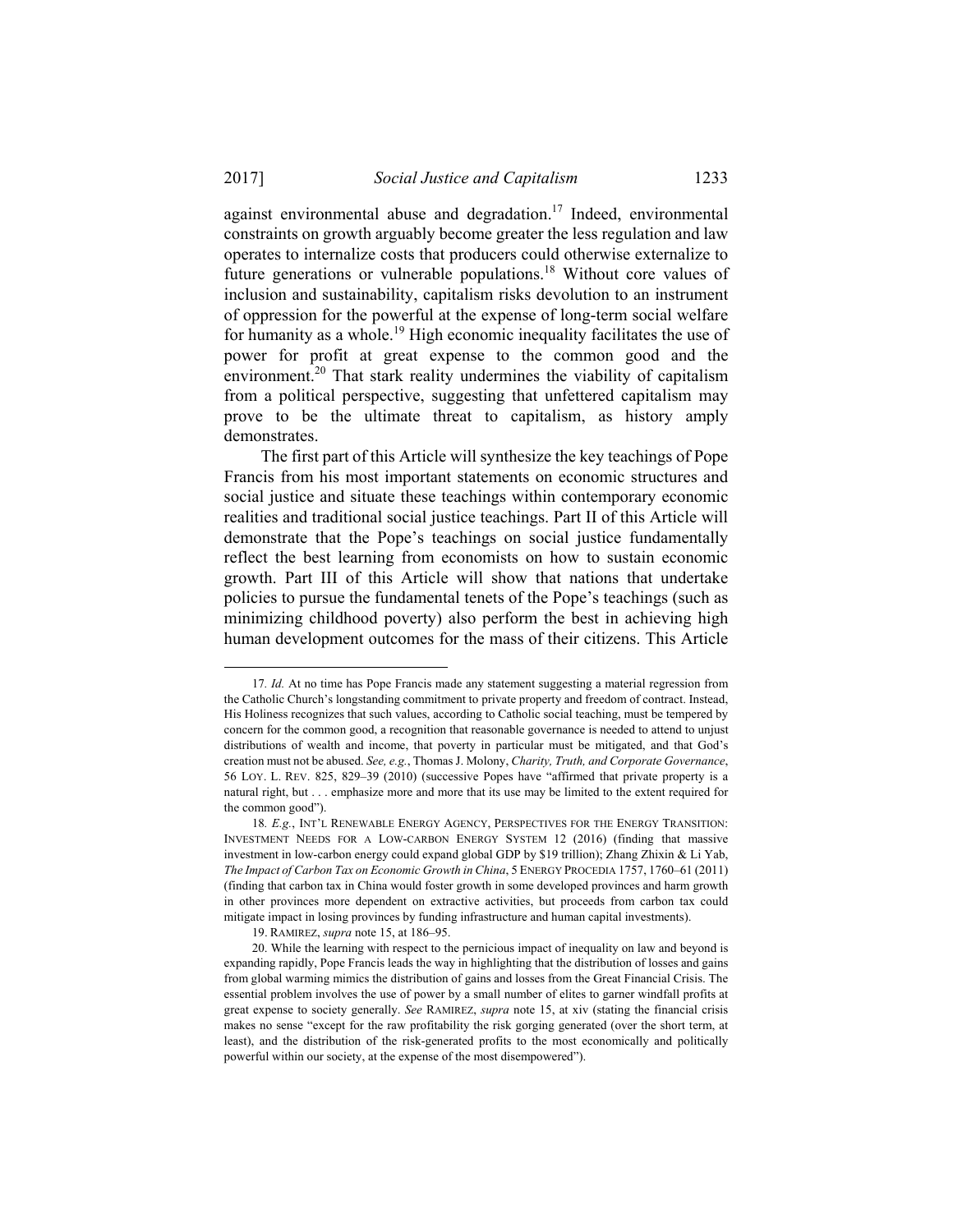against environmental abuse and degradation.[17] Indeed, environmental constraints on growth arguably become greater the less regulation and law operates to internalize costs that producers could otherwise externalize to future generations or vulnerable populations.[18] Without core values of inclusion and sustainability, capitalism risks devolution to an instrument of oppression for the powerful at the expense of long-term social welfare for humanity as a whole.[19] High economic inequality facilitates the use of power for profit at great expense to the common good and the environment.[20] That stark reality undermines the viability of capitalism from a political perspective, suggesting that unfettered capitalism may prove to be the ultimate threat to capitalism, as history amply demonstrates.

The first part of this Article will synthesize the key teachings of Pope Francis from his most important statements on economic structures and social justice and situate these teachings within contemporary economic realities and traditional social justice teachings. Part II of this Article will demonstrate that the Pope's teachings on social justice fundamentally reflect the best learning from economists on how to sustain economic growth. Part III of this Article will show that nations that undertake policies to pursue the fundamental tenets of the Pope's teachings (such as minimizing childhood poverty) also perform the best in achieving high human development outcomes for the mass of their citizens. This Article

---

17. *Id.* At no time has Pope Francis made any statement suggesting a material regression from the Catholic Church's longstanding commitment to private property and freedom of contract. Instead, His Holiness recognizes that such values, according to Catholic social teaching, must be tempered by concern for the common good, a recognition that reasonable governance is needed to attend to unjust distributions of wealth and income, that poverty in particular must be mitigated, and that God's creation must not be abused. *See, e.g.*, Thomas J. Molony, *Charity, Truth, and Corporate Governance*, 56 LOY. L. REV. 825, 829–39 (2010) (successive Popes have "affirmed that private property is a natural right, but . . . emphasize more and more that its use may be limited to the extent required for the common good").

18. *E.g.*, INT'L RENEWABLE ENERGY AGENCY, PERSPECTIVES FOR THE ENERGY TRANSITION: INVESTMENT NEEDS FOR A LOW-CARBON ENERGY SYSTEM 12 (2016) (finding that massive investment in low-carbon energy could expand global GDP by $19 trillion); Zhang Zhixin & Li Yab, *The Impact of Carbon Tax on Economic Growth in China*, 5 ENERGY PROCEDIA 1757, 1760–61 (2011) (finding that carbon tax in China would foster growth in some developed provinces and harm growth in other provinces more dependent on extractive activities, but proceeds from carbon tax could mitigate impact in losing provinces by funding infrastructure and human capital investments).

19. RAMIREZ, *supra* note 15, at 186–95.

20. While the learning with respect to the pernicious impact of inequality on law and beyond is expanding rapidly, Pope Francis leads the way in highlighting that the distribution of losses and gains from global warming mimics the distribution of gains and losses from the Great Financial Crisis. The essential problem involves the use of power by a small number of elites to garner windfall profits at great expense to society generally. *See* RAMIREZ, *supra* note 15, at xiv (stating the financial crisis makes no sense "except for the raw profitability the risk gorging generated (over the short term, at least), and the distribution of the risk-generated profits to the most economically and politically powerful within our society, at the expense of the most disempowered").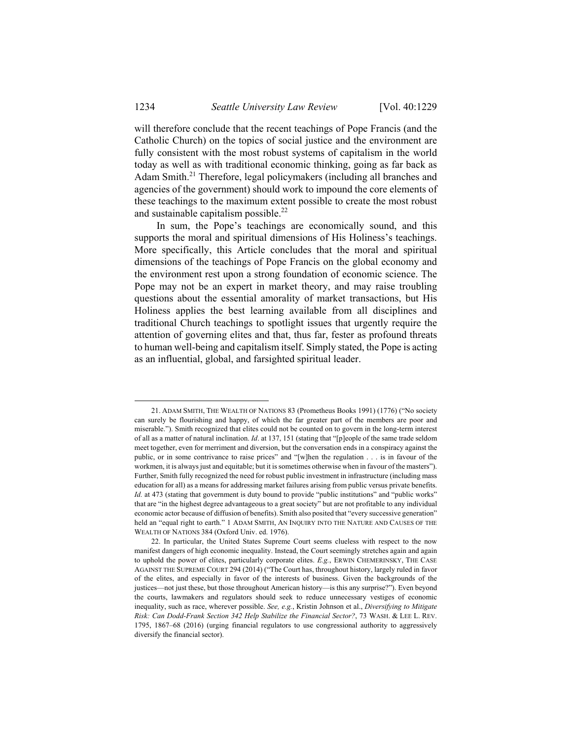will therefore conclude that the recent teachings of Pope Francis (and the Catholic Church) on the topics of social justice and the environment are fully consistent with the most robust systems of capitalism in the world today as well as with traditional economic thinking, going as far back as Adam Smith.[21] Therefore, legal policymakers (including all branches and agencies of the government) should work to impound the core elements of these teachings to the maximum extent possible to create the most robust and sustainable capitalism possible.[22]

In sum, the Pope's teachings are economically sound, and this supports the moral and spiritual dimensions of His Holiness's teachings. More specifically, this Article concludes that the moral and spiritual dimensions of the teachings of Pope Francis on the global economy and the environment rest upon a strong foundation of economic science. The Pope may not be an expert in market theory, and may raise troubling questions about the essential amorality of market transactions, but His Holiness applies the best learning available from all disciplines and traditional Church teachings to spotlight issues that urgently require the attention of governing elites and that, thus far, fester as profound threats to human well-being and capitalism itself. Simply stated, the Pope is acting as an influential, global, and farsighted spiritual leader.

---

21. ADAM SMITH, THE WEALTH OF NATIONS 83 (Prometheus Books 1991) (1776) ("No society can surely be flourishing and happy, of which the far greater part of the members are poor and miserable."). Smith recognized that elites could not be counted on to govern in the long-term interest of all as a matter of natural inclination. *Id*. at 137, 151 (stating that "[p]eople of the same trade seldom meet together, even for merriment and diversion, but the conversation ends in a conspiracy against the public, or in some contrivance to raise prices" and "[w]hen the regulation . . . is in favour of the workmen, it is always just and equitable; but it is sometimes otherwise when in favour of the masters"). Further, Smith fully recognized the need for robust public investment in infrastructure (including mass education for all) as a means for addressing market failures arising from public versus private benefits. *Id.* at 473 (stating that government is duty bound to provide "public institutions" and "public works" that are "in the highest degree advantageous to a great society" but are not profitable to any individual economic actor because of diffusion of benefits). Smith also posited that "every successive generation" held an "equal right to earth." 1 ADAM SMITH, AN INQUIRY INTO THE NATURE AND CAUSES OF THE WEALTH OF NATIONS 384 (Oxford Univ. ed. 1976).

22. In particular, the United States Supreme Court seems clueless with respect to the now manifest dangers of high economic inequality. Instead, the Court seemingly stretches again and again to uphold the power of elites, particularly corporate elites. *E.g.*, ERWIN CHEMERINSKY, THE CASE AGAINST THE SUPREME COURT 294 (2014) ("The Court has, throughout history, largely ruled in favor of the elites, and especially in favor of the interests of business. Given the backgrounds of the justices—not just these, but those throughout American history—is this any surprise?"). Even beyond the courts, lawmakers and regulators should seek to reduce unnecessary vestiges of economic inequality, such as race, wherever possible. *See, e.g.*, Kristin Johnson et al., *Diversifying to Mitigate Risk: Can Dodd-Frank Section 342 Help Stabilize the Financial Sector?*, 73 WASH. & LEE L. REV. 1795, 1867–68 (2016) (urging financial regulators to use congressional authority to aggressively diversify the financial sector).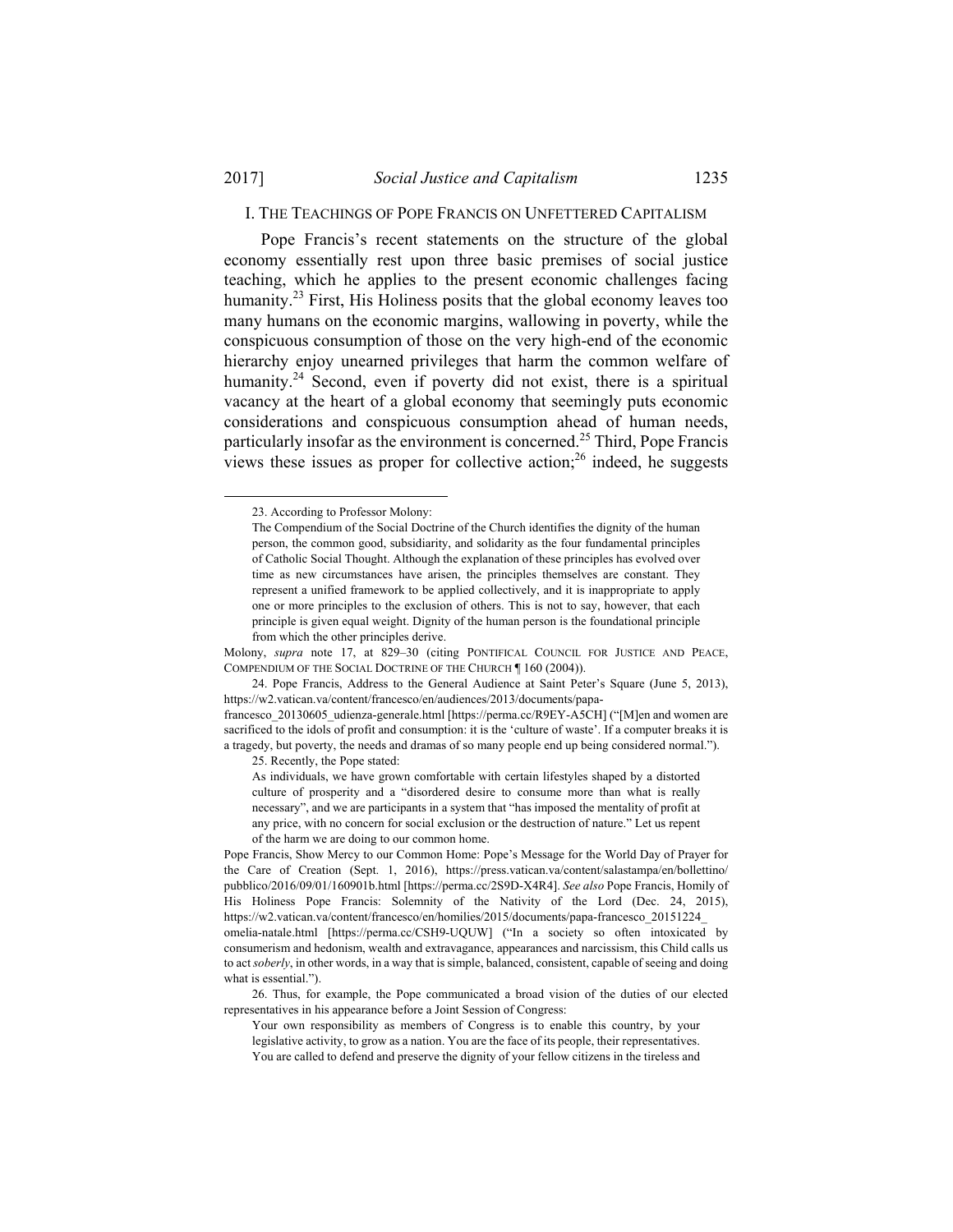## I. The Teachings of Pope Francis on Unfettered Capitalism

Pope Francis's recent statements on the structure of the global economy essentially rest upon three basic premises of social justice teaching, which he applies to the present economic challenges facing humanity.[23] First, His Holiness posits that the global economy leaves too many humans on the economic margins, wallowing in poverty, while the conspicuous consumption of those on the very high-end of the economic hierarchy enjoy unearned privileges that harm the common welfare of humanity.[24] Second, even if poverty did not exist, there is a spiritual vacancy at the heart of a global economy that seemingly puts economic considerations and conspicuous consumption ahead of human needs, particularly insofar as the environment is concerned.[25] Third, Pope Francis views these issues as proper for collective action;[26] indeed, he suggests

---

23. According to Professor Molony:

> The Compendium of the Social Doctrine of the Church identifies the dignity of the human person, the common good, subsidiarity, and solidarity as the four fundamental principles of Catholic Social Thought. Although the explanation of these principles has evolved over time as new circumstances have arisen, the principles themselves are constant. They represent a unified framework to be applied collectively, and it is inappropriate to apply one or more principles to the exclusion of others. This is not to say, however, that each principle is given equal weight. Dignity of the human person is the foundational principle from which the other principles derive.

Molony, *supra* note 17, at 829–30 (citing PONTIFICAL COUNCIL FOR JUSTICE AND PEACE, COMPENDIUM OF THE SOCIAL DOCTRINE OF THE CHURCH ¶ 160 (2004)).

24. Pope Francis, Address to the General Audience at Saint Peter's Square (June 5, 2013), https://w2.vatican.va/content/francesco/en/audiences/2013/documents/papa-francesco_20130605_udienza-generale.html [https://perma.cc/R9EY-A5CH] ("[M]en and women are sacrificed to the idols of profit and consumption: it is the 'culture of waste'. If a computer breaks it is a tragedy, but poverty, the needs and dramas of so many people end up being considered normal.").

25. Recently, the Pope stated:

> As individuals, we have grown comfortable with certain lifestyles shaped by a distorted culture of prosperity and a "disordered desire to consume more than what is really necessary", and we are participants in a system that "has imposed the mentality of profit at any price, with no concern for social exclusion or the destruction of nature." Let us repent of the harm we are doing to our common home.

Pope Francis, Show Mercy to our Common Home: Pope's Message for the World Day of Prayer for the Care of Creation (Sept. 1, 2016), https://press.vatican.va/content/salastampa/en/bollettino/pubblico/2016/09/01/160901b.html [https://perma.cc/2S9D-X4R4]. *See also* Pope Francis, Homily of His Holiness Pope Francis: Solemnity of the Nativity of the Lord (Dec. 24, 2015), https://w2.vatican.va/content/francesco/en/homilies/2015/documents/papa-francesco_20151224_omelia-natale.html [https://perma.cc/CSH9-UQUW] ("In a society so often intoxicated by consumerism and hedonism, wealth and extravagance, appearances and narcissism, this Child calls us to act *soberly*, in other words, in a way that is simple, balanced, consistent, capable of seeing and doing what is essential.").

26. Thus, for example, the Pope communicated a broad vision of the duties of our elected representatives in his appearance before a Joint Session of Congress:

> Your own responsibility as members of Congress is to enable this country, by your legislative activity, to grow as a nation. You are the face of its people, their representatives. You are called to defend and preserve the dignity of your fellow citizens in the tireless and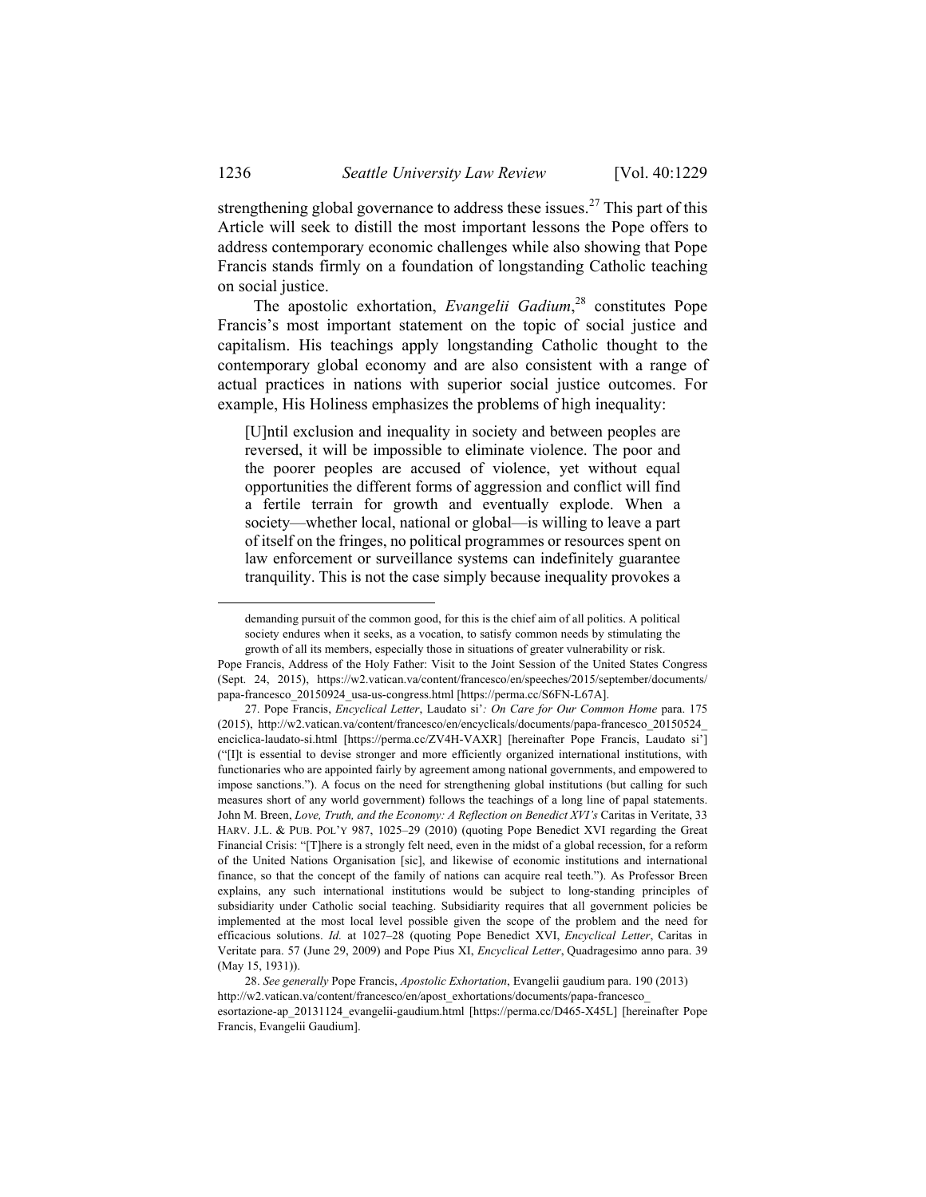strengthening global governance to address these issues.[27] This part of this Article will seek to distill the most important lessons the Pope offers to address contemporary economic challenges while also showing that Pope Francis stands firmly on a foundation of longstanding Catholic teaching on social justice.

The apostolic exhortation, *Evangelii Gadium*,[28] constitutes Pope Francis's most important statement on the topic of social justice and capitalism. His teachings apply longstanding Catholic thought to the contemporary global economy and are also consistent with a range of actual practices in nations with superior social justice outcomes. For example, His Holiness emphasizes the problems of high inequality:

> [U]ntil exclusion and inequality in society and between peoples are reversed, it will be impossible to eliminate violence. The poor and the poorer peoples are accused of violence, yet without equal opportunities the different forms of aggression and conflict will find a fertile terrain for growth and eventually explode. When a society—whether local, national or global—is willing to leave a part of itself on the fringes, no political programmes or resources spent on law enforcement or surveillance systems can indefinitely guarantee tranquility. This is not the case simply because inequality provokes a

---

> demanding pursuit of the common good, for this is the chief aim of all politics. A political society endures when it seeks, as a vocation, to satisfy common needs by stimulating the growth of all its members, especially those in situations of greater vulnerability or risk.

Pope Francis, Address of the Holy Father: Visit to the Joint Session of the United States Congress (Sept. 24, 2015), https://w2.vatican.va/content/francesco/en/speeches/2015/september/documents/papa-francesco_20150924_usa-us-congress.html [https://perma.cc/S6FN-L67A].

27. Pope Francis, *Encyclical Letter*, Laudato si'*: On Care for Our Common Home* para. 175 (2015), http://w2.vatican.va/content/francesco/en/encyclicals/documents/papa-francesco_20150524_enciclica-laudato-si.html [https://perma.cc/ZV4H-VAXR] [hereinafter Pope Francis, Laudato si'] ("[I]t is essential to devise stronger and more efficiently organized international institutions, with functionaries who are appointed fairly by agreement among national governments, and empowered to impose sanctions."). A focus on the need for strengthening global institutions (but calling for such measures short of any world government) follows the teachings of a long line of papal statements. John M. Breen, *Love, Truth, and the Economy: A Reflection on Benedict XVI's* Caritas in Veritate, 33 HARV. J.L. & PUB. POL'Y 987, 1025–29 (2010) (quoting Pope Benedict XVI regarding the Great Financial Crisis: "[T]here is a strongly felt need, even in the midst of a global recession, for a reform of the United Nations Organisation [sic], and likewise of economic institutions and international finance, so that the concept of the family of nations can acquire real teeth."). As Professor Breen explains, any such international institutions would be subject to long-standing principles of subsidiarity under Catholic social teaching. Subsidiarity requires that all government policies be implemented at the most local level possible given the scope of the problem and the need for efficacious solutions. *Id.* at 1027–28 (quoting Pope Benedict XVI, *Encyclical Letter*, Caritas in Veritate para. 57 (June 29, 2009) and Pope Pius XI, *Encyclical Letter*, Quadragesimo anno para. 39 (May 15, 1931)).

28. *See generally* Pope Francis, *Apostolic Exhortation*, Evangelii gaudium para. 190 (2013) http://w2.vatican.va/content/francesco/en/apost_exhortations/documents/papa-francesco_esortazione-ap_20131124_evangelii-gaudium.html [https://perma.cc/D465-X45L] [hereinafter Pope Francis, Evangelii Gaudium].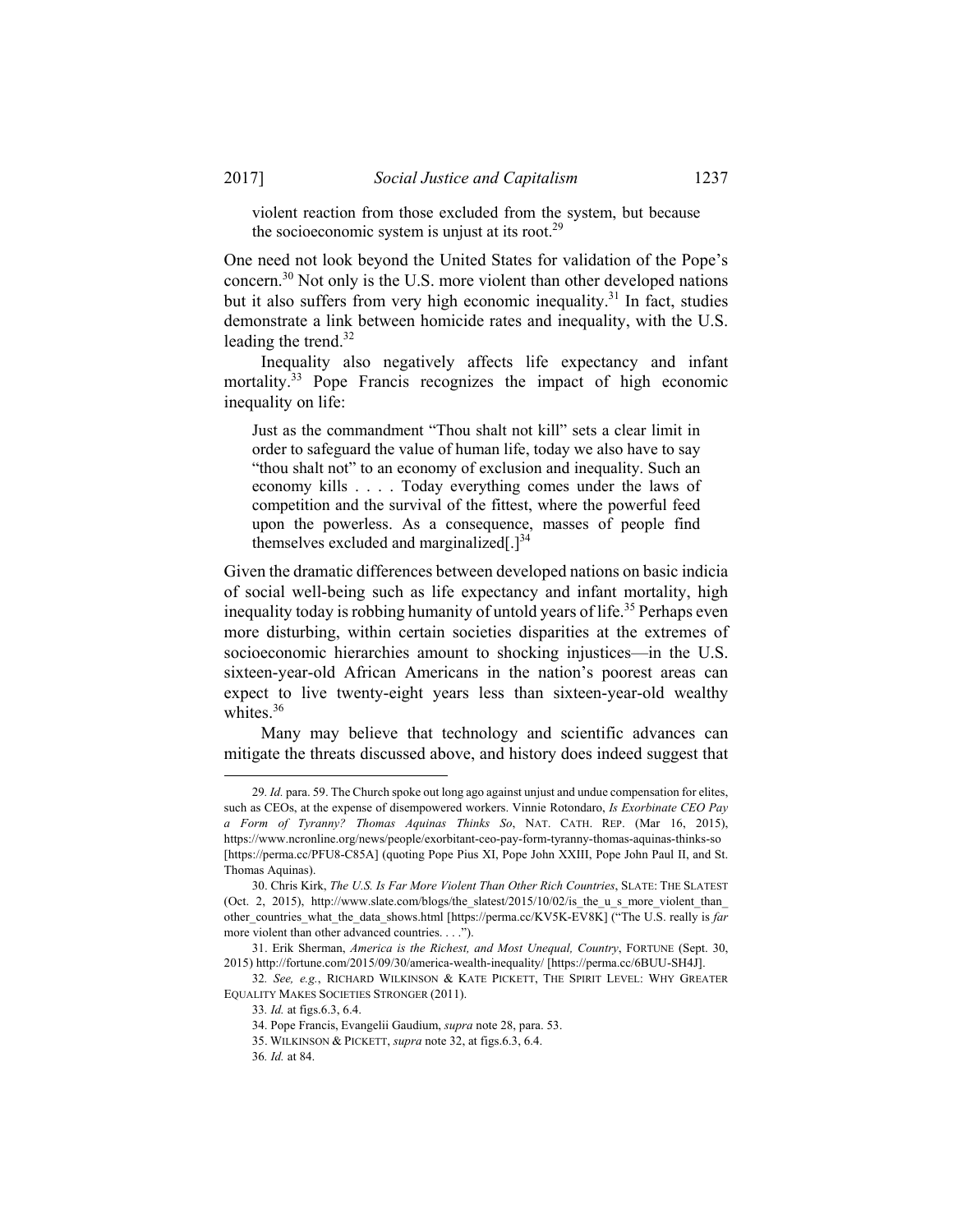> violent reaction from those excluded from the system, but because the socioeconomic system is unjust at its root.[29]

One need not look beyond the United States for validation of the Pope's concern.[30] Not only is the U.S. more violent than other developed nations but it also suffers from very high economic inequality.[31] In fact, studies demonstrate a link between homicide rates and inequality, with the U.S. leading the trend.[32]

Inequality also negatively affects life expectancy and infant mortality.[33] Pope Francis recognizes the impact of high economic inequality on life:

> Just as the commandment "Thou shalt not kill" sets a clear limit in order to safeguard the value of human life, today we also have to say "thou shalt not" to an economy of exclusion and inequality. Such an economy kills . . . . Today everything comes under the laws of competition and the survival of the fittest, where the powerful feed upon the powerless. As a consequence, masses of people find themselves excluded and marginalized[.][34]

Given the dramatic differences between developed nations on basic indicia of social well-being such as life expectancy and infant mortality, high inequality today is robbing humanity of untold years of life.[35] Perhaps even more disturbing, within certain societies disparities at the extremes of socioeconomic hierarchies amount to shocking injustices—in the U.S. sixteen-year-old African Americans in the nation's poorest areas can expect to live twenty-eight years less than sixteen-year-old wealthy whites.[36]

Many may believe that technology and scientific advances can mitigate the threats discussed above, and history does indeed suggest that

---

29. *Id.* para. 59. The Church spoke out long ago against unjust and undue compensation for elites, such as CEOs, at the expense of disempowered workers. Vinnie Rotondaro, *Is Exorbinate CEO Pay a Form of Tyranny? Thomas Aquinas Thinks So*, NAT. CATH. REP. (Mar 16, 2015), https://www.ncronline.org/news/people/exorbitant-ceo-pay-form-tyranny-thomas-aquinas-thinks-so [https://perma.cc/PFU8-C85A] (quoting Pope Pius XI, Pope John XXIII, Pope John Paul II, and St. Thomas Aquinas).

30. Chris Kirk, *The U.S. Is Far More Violent Than Other Rich Countries*, SLATE: THE SLATEST (Oct. 2, 2015), http://www.slate.com/blogs/the_slatest/2015/10/02/is_the_u_s_more_violent_than_other_countries_what_the_data_shows.html [https://perma.cc/KV5K-EV8K] ("The U.S. really is *far* more violent than other advanced countries. . . .").

31. Erik Sherman, *America is the Richest, and Most Unequal, Country*, FORTUNE (Sept. 30, 2015) http://fortune.com/2015/09/30/america-wealth-inequality/ [https://perma.cc/6BUU-SH4J].

32. *See, e.g.*, RICHARD WILKINSON & KATE PICKETT, THE SPIRIT LEVEL: WHY GREATER EQUALITY MAKES SOCIETIES STRONGER (2011).

33. *Id.* at figs.6.3, 6.4.

34. Pope Francis, Evangelii Gaudium, *supra* note 28, para. 53.

35. WILKINSON & PICKETT, *supra* note 32, at figs.6.3, 6.4.

36. *Id.* at 84.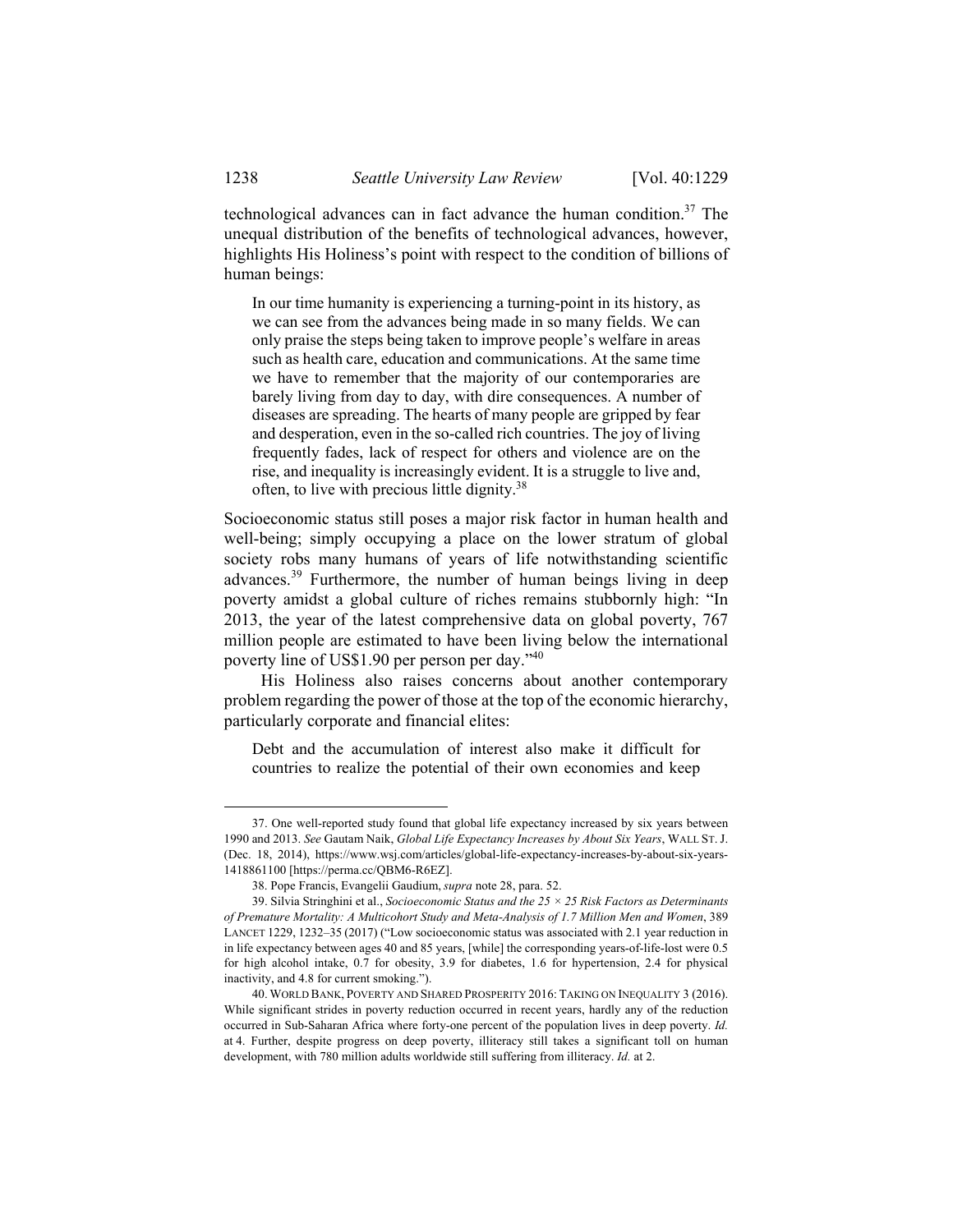technological advances can in fact advance the human condition.[37] The unequal distribution of the benefits of technological advances, however, highlights His Holiness's point with respect to the condition of billions of human beings:

> In our time humanity is experiencing a turning-point in its history, as we can see from the advances being made in so many fields. We can only praise the steps being taken to improve people's welfare in areas such as health care, education and communications. At the same time we have to remember that the majority of our contemporaries are barely living from day to day, with dire consequences. A number of diseases are spreading. The hearts of many people are gripped by fear and desperation, even in the so-called rich countries. The joy of living frequently fades, lack of respect for others and violence are on the rise, and inequality is increasingly evident. It is a struggle to live and, often, to live with precious little dignity.[38]

Socioeconomic status still poses a major risk factor in human health and well-being; simply occupying a place on the lower stratum of global society robs many humans of years of life notwithstanding scientific advances.[39] Furthermore, the number of human beings living in deep poverty amidst a global culture of riches remains stubbornly high: "In 2013, the year of the latest comprehensive data on global poverty, 767 million people are estimated to have been living below the international poverty line of US$1.90 per person per day."[40]

His Holiness also raises concerns about another contemporary problem regarding the power of those at the top of the economic hierarchy, particularly corporate and financial elites:

> Debt and the accumulation of interest also make it difficult for countries to realize the potential of their own economies and keep

---

37. One well-reported study found that global life expectancy increased by six years between 1990 and 2013. *See* Gautam Naik, *Global Life Expectancy Increases by About Six Years*, WALL ST. J. (Dec. 18, 2014), https://www.wsj.com/articles/global-life-expectancy-increases-by-about-six-years-1418861100 [https://perma.cc/QBM6-R6EZ].

38. Pope Francis, Evangelii Gaudium, *supra* note 28, para. 52.

39. Silvia Stringhini et al., *Socioeconomic Status and the 25 × 25 Risk Factors as Determinants of Premature Mortality: A Multicohort Study and Meta-Analysis of 1.7 Million Men and Women*, 389 LANCET 1229, 1232–35 (2017) ("Low socioeconomic status was associated with 2.1 year reduction in in life expectancy between ages 40 and 85 years, [while] the corresponding years-of-life-lost were 0.5 for high alcohol intake, 0.7 for obesity, 3.9 for diabetes, 1.6 for hypertension, 2.4 for physical inactivity, and 4.8 for current smoking.").

40. WORLD BANK, POVERTY AND SHARED PROSPERITY 2016: TAKING ON INEQUALITY 3 (2016). While significant strides in poverty reduction occurred in recent years, hardly any of the reduction occurred in Sub-Saharan Africa where forty-one percent of the population lives in deep poverty. *Id.* at 4. Further, despite progress on deep poverty, illiteracy still takes a significant toll on human development, with 780 million adults worldwide still suffering from illiteracy. *Id.* at 2.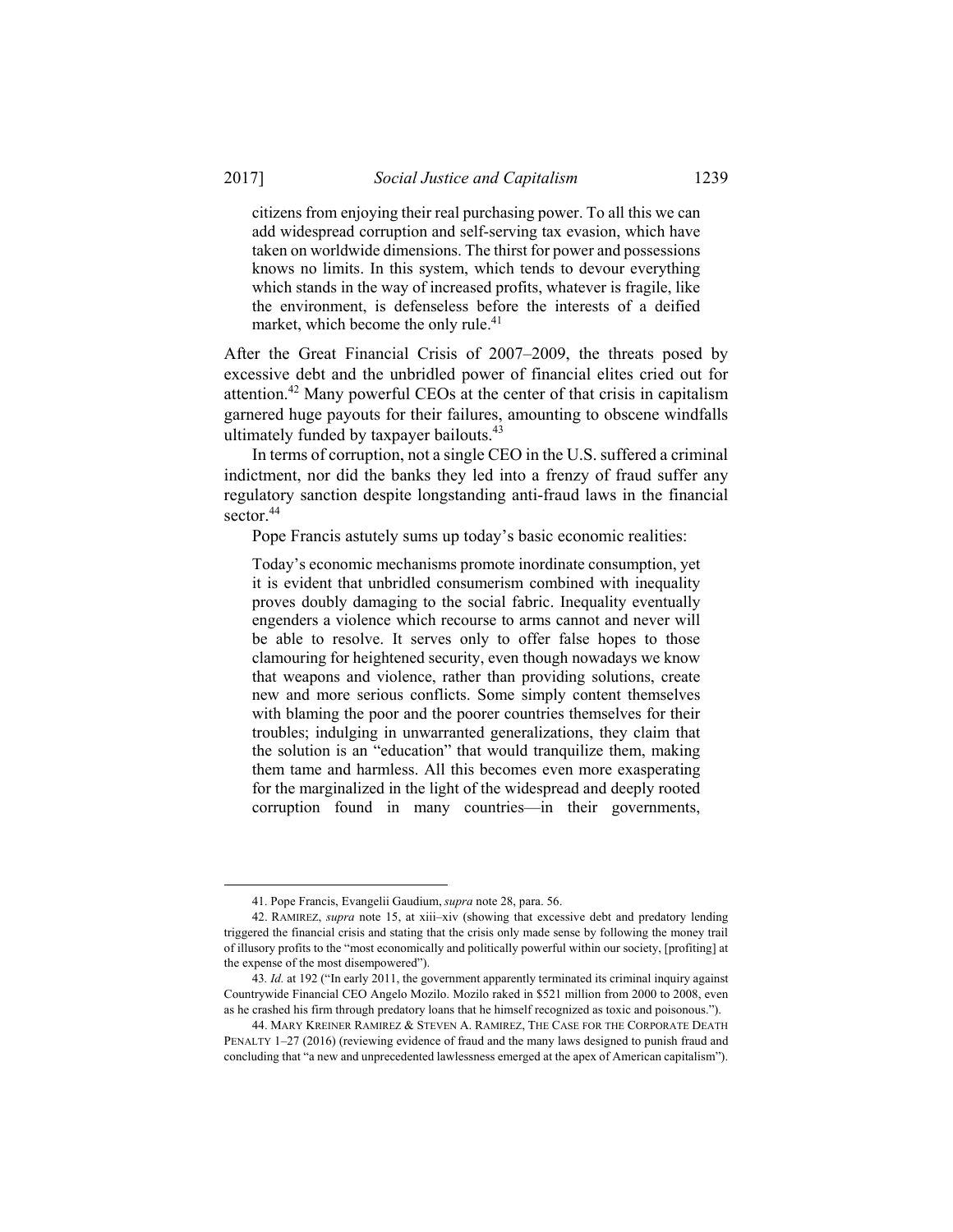> citizens from enjoying their real purchasing power. To all this we can add widespread corruption and self-serving tax evasion, which have taken on worldwide dimensions. The thirst for power and possessions knows no limits. In this system, which tends to devour everything which stands in the way of increased profits, whatever is fragile, like the environment, is defenseless before the interests of a deified market, which become the only rule.[41]

After the Great Financial Crisis of 2007–2009, the threats posed by excessive debt and the unbridled power of financial elites cried out for attention.[42] Many powerful CEOs at the center of that crisis in capitalism garnered huge payouts for their failures, amounting to obscene windfalls ultimately funded by taxpayer bailouts.[43]

In terms of corruption, not a single CEO in the U.S. suffered a criminal indictment, nor did the banks they led into a frenzy of fraud suffer any regulatory sanction despite longstanding anti-fraud laws in the financial sector.[44]

Pope Francis astutely sums up today's basic economic realities:

> Today's economic mechanisms promote inordinate consumption, yet it is evident that unbridled consumerism combined with inequality proves doubly damaging to the social fabric. Inequality eventually engenders a violence which recourse to arms cannot and never will be able to resolve. It serves only to offer false hopes to those clamouring for heightened security, even though nowadays we know that weapons and violence, rather than providing solutions, create new and more serious conflicts. Some simply content themselves with blaming the poor and the poorer countries themselves for their troubles; indulging in unwarranted generalizations, they claim that the solution is an "education" that would tranquilize them, making them tame and harmless. All this becomes even more exasperating for the marginalized in the light of the widespread and deeply rooted corruption found in many countries—in their governments,

---

41. Pope Francis, Evangelii Gaudium, *supra* note 28, para. 56.

42. RAMIREZ, *supra* note 15, at xiii–xiv (showing that excessive debt and predatory lending triggered the financial crisis and stating that the crisis only made sense by following the money trail of illusory profits to the "most economically and politically powerful within our society, [profiting] at the expense of the most disempowered").

43. *Id.* at 192 ("In early 2011, the government apparently terminated its criminal inquiry against Countrywide Financial CEO Angelo Mozilo. Mozilo raked in $521 million from 2000 to 2008, even as he crashed his firm through predatory loans that he himself recognized as toxic and poisonous.").

44. MARY KREINER RAMIREZ & STEVEN A. RAMIREZ, THE CASE FOR THE CORPORATE DEATH PENALTY 1–27 (2016) (reviewing evidence of fraud and the many laws designed to punish fraud and concluding that "a new and unprecedented lawlessness emerged at the apex of American capitalism").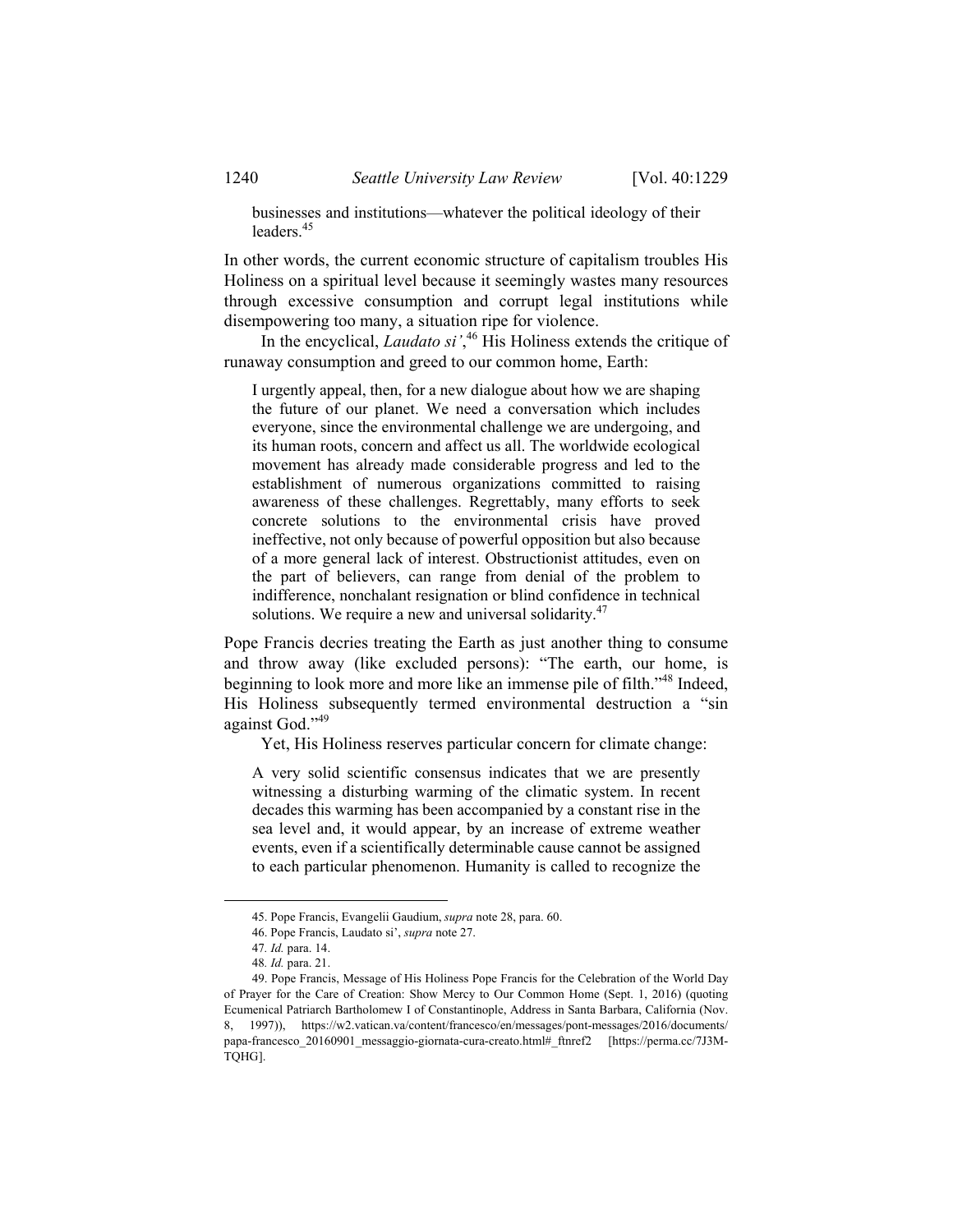> businesses and institutions—whatever the political ideology of their leaders.[45]

In other words, the current economic structure of capitalism troubles His Holiness on a spiritual level because it seemingly wastes many resources through excessive consumption and corrupt legal institutions while disempowering too many, a situation ripe for violence.

In the encyclical, *Laudato si'*,[46] His Holiness extends the critique of runaway consumption and greed to our common home, Earth:

> I urgently appeal, then, for a new dialogue about how we are shaping the future of our planet. We need a conversation which includes everyone, since the environmental challenge we are undergoing, and its human roots, concern and affect us all. The worldwide ecological movement has already made considerable progress and led to the establishment of numerous organizations committed to raising awareness of these challenges. Regrettably, many efforts to seek concrete solutions to the environmental crisis have proved ineffective, not only because of powerful opposition but also because of a more general lack of interest. Obstructionist attitudes, even on the part of believers, can range from denial of the problem to indifference, nonchalant resignation or blind confidence in technical solutions. We require a new and universal solidarity.[47]

Pope Francis decries treating the Earth as just another thing to consume and throw away (like excluded persons): "The earth, our home, is beginning to look more and more like an immense pile of filth."[48] Indeed, His Holiness subsequently termed environmental destruction a "sin against God."[49]

Yet, His Holiness reserves particular concern for climate change:

> A very solid scientific consensus indicates that we are presently witnessing a disturbing warming of the climatic system. In recent decades this warming has been accompanied by a constant rise in the sea level and, it would appear, by an increase of extreme weather events, even if a scientifically determinable cause cannot be assigned to each particular phenomenon. Humanity is called to recognize the

---

45. Pope Francis, Evangelii Gaudium, *supra* note 28, para. 60.

46. Pope Francis, Laudato si', *supra* note 27.

47. *Id.* para. 14.

48. *Id.* para. 21.

49. Pope Francis, Message of His Holiness Pope Francis for the Celebration of the World Day of Prayer for the Care of Creation: Show Mercy to Our Common Home (Sept. 1, 2016) (quoting Ecumenical Patriarch Bartholomew I of Constantinople, Address in Santa Barbara, California (Nov. 8, 1997)), https://w2.vatican.va/content/francesco/en/messages/pont-messages/2016/documents/papa-francesco_20160901_messaggio-giornata-cura-creato.html#_ftnref2 [https://perma.cc/7J3M-TQHG].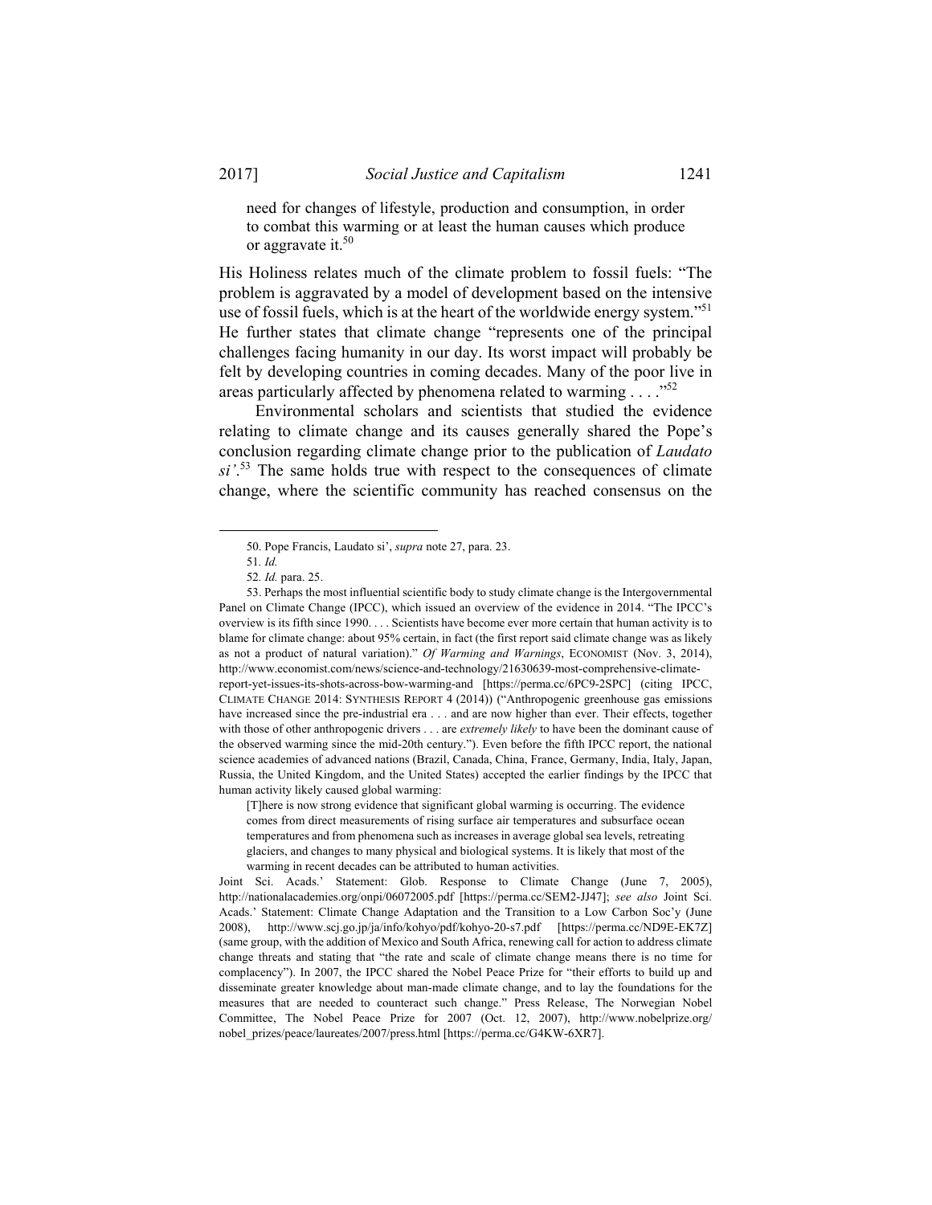> need for changes of lifestyle, production and consumption, in order to combat this warming or at least the human causes which produce or aggravate it.[50]

His Holiness relates much of the climate problem to fossil fuels: "The problem is aggravated by a model of development based on the intensive use of fossil fuels, which is at the heart of the worldwide energy system."[51] He further states that climate change "represents one of the principal challenges facing humanity in our day. Its worst impact will probably be felt by developing countries in coming decades. Many of the poor live in areas particularly affected by phenomena related to warming . . . ."[52]

Environmental scholars and scientists that studied the evidence relating to climate change and its causes generally shared the Pope's conclusion regarding climate change prior to the publication of *Laudato si'*.[53] The same holds true with respect to the consequences of climate change, where the scientific community has reached consensus on the

---

50. Pope Francis, Laudato si', *supra* note 27, para. 23.

51. *Id.*

52. *Id.* para. 25.

53. Perhaps the most influential scientific body to study climate change is the Intergovernmental Panel on Climate Change (IPCC), which issued an overview of the evidence in 2014. "The IPCC's overview is its fifth since 1990. . . . Scientists have become ever more certain that human activity is to blame for climate change: about 95% certain, in fact (the first report said climate change was as likely as not a product of natural variation)." *Of Warming and Warnings*, ECONOMIST (Nov. 3, 2014), http://www.economist.com/news/science-and-technology/21630639-most-comprehensive-climate-report-yet-issues-its-shots-across-bow-warming-and [https://perma.cc/6PC9-2SPC] (citing IPCC, CLIMATE CHANGE 2014: SYNTHESIS REPORT 4 (2014)) ("Anthropogenic greenhouse gas emissions have increased since the pre-industrial era . . . and are now higher than ever. Their effects, together with those of other anthropogenic drivers . . . are *extremely likely* to have been the dominant cause of the observed warming since the mid-20th century."). Even before the fifth IPCC report, the national science academies of advanced nations (Brazil, Canada, China, France, Germany, India, Italy, Japan, Russia, the United Kingdom, and the United States) accepted the earlier findings by the IPCC that human activity likely caused global warming:

> [T]here is now strong evidence that significant global warming is occurring. The evidence comes from direct measurements of rising surface air temperatures and subsurface ocean temperatures and from phenomena such as increases in average global sea levels, retreating glaciers, and changes to many physical and biological systems. It is likely that most of the warming in recent decades can be attributed to human activities.

Joint Sci. Acads.' Statement: Glob. Response to Climate Change (June 7, 2005), http://nationalacademies.org/onpi/06072005.pdf [https://perma.cc/SEM2-JJ47]; *see also* Joint Sci. Acads.' Statement: Climate Change Adaptation and the Transition to a Low Carbon Soc'y (June 2008), http://www.scj.go.jp/ja/info/kohyo/pdf/kohyo-20-s7.pdf [https://perma.cc/ND9E-EK7Z] (same group, with the addition of Mexico and South Africa, renewing call for action to address climate change threats and stating that "the rate and scale of climate change means there is no time for complacency"). In 2007, the IPCC shared the Nobel Peace Prize for "their efforts to build up and disseminate greater knowledge about man-made climate change, and to lay the foundations for the measures that are needed to counteract such change." Press Release, The Norwegian Nobel Committee, The Nobel Peace Prize for 2007 (Oct. 12, 2007), http://www.nobelprize.org/nobel_prizes/peace/laureates/2007/press.html [https://perma.cc/G4KW-6XR7].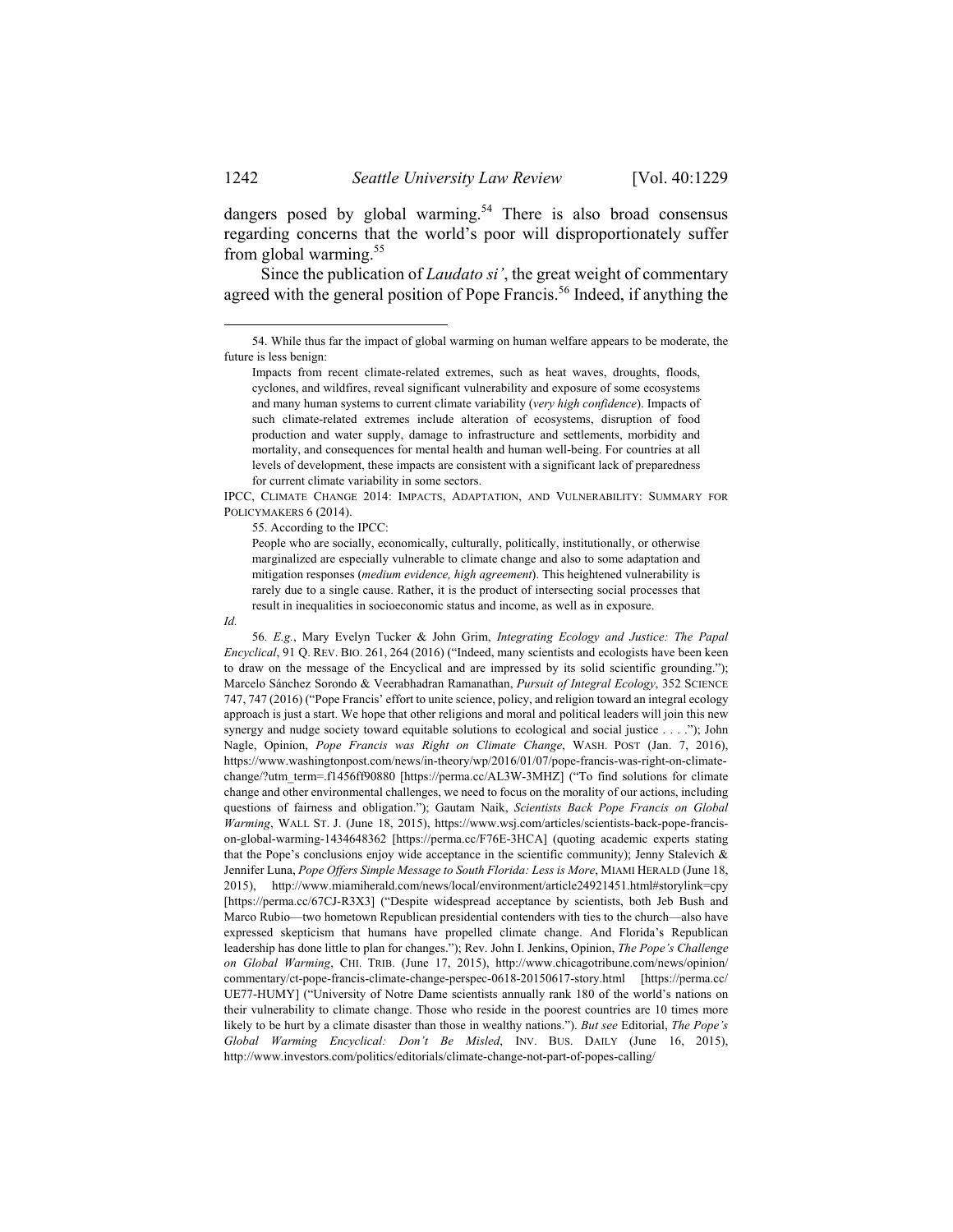dangers posed by global warming.[54] There is also broad consensus regarding concerns that the world's poor will disproportionately suffer from global warming.[55]

Since the publication of *Laudato si'*, the great weight of commentary agreed with the general position of Pope Francis.[56] Indeed, if anything the

---

54. While thus far the impact of global warming on human welfare appears to be moderate, the future is less benign:

> Impacts from recent climate-related extremes, such as heat waves, droughts, floods, cyclones, and wildfires, reveal significant vulnerability and exposure of some ecosystems and many human systems to current climate variability (*very high confidence*). Impacts of such climate-related extremes include alteration of ecosystems, disruption of food production and water supply, damage to infrastructure and settlements, morbidity and mortality, and consequences for mental health and human well-being. For countries at all levels of development, these impacts are consistent with a significant lack of preparedness for current climate variability in some sectors.

IPCC, CLIMATE CHANGE 2014: IMPACTS, ADAPTATION, AND VULNERABILITY: SUMMARY FOR POLICYMAKERS 6 (2014).

55. According to the IPCC:

> People who are socially, economically, culturally, politically, institutionally, or otherwise marginalized are especially vulnerable to climate change and also to some adaptation and mitigation responses (*medium evidence, high agreement*). This heightened vulnerability is rarely due to a single cause. Rather, it is the product of intersecting social processes that result in inequalities in socioeconomic status and income, as well as in exposure.

*Id.*

56. *E.g.*, Mary Evelyn Tucker & John Grim, *Integrating Ecology and Justice: The Papal Encyclical*, 91 Q. REV. BIO. 261, 264 (2016) ("Indeed, many scientists and ecologists have been keen to draw on the message of the Encyclical and are impressed by its solid scientific grounding."); Marcelo Sánchez Sorondo & Veerabhadran Ramanathan, *Pursuit of Integral Ecology*, 352 SCIENCE 747, 747 (2016) ("Pope Francis' effort to unite science, policy, and religion toward an integral ecology approach is just a start. We hope that other religions and moral and political leaders will join this new synergy and nudge society toward equitable solutions to ecological and social justice . . . ."); John Nagle, Opinion, *Pope Francis was Right on Climate Change*, WASH. POST (Jan. 7, 2016), https://www.washingtonpost.com/news/in-theory/wp/2016/01/07/pope-francis-was-right-on-climate-change/?utm_term=.f1456ff90880 [https://perma.cc/AL3W-3MHZ] ("To find solutions for climate change and other environmental challenges, we need to focus on the morality of our actions, including questions of fairness and obligation."); Gautam Naik, *Scientists Back Pope Francis on Global Warming*, WALL ST. J. (June 18, 2015), https://www.wsj.com/articles/scientists-back-pope-francis-on-global-warming-1434648362 [https://perma.cc/F76E-3HCA] (quoting academic experts stating that the Pope's conclusions enjoy wide acceptance in the scientific community); Jenny Stalevich & Jennifer Luna, *Pope Offers Simple Message to South Florida: Less is More*, MIAMI HERALD (June 18, 2015), http://www.miamiherald.com/news/local/environment/article24921451.html#storylink=cpy [https://perma.cc/67CJ-R3X3] ("Despite widespread acceptance by scientists, both Jeb Bush and Marco Rubio—two hometown Republican presidential contenders with ties to the church—also have expressed skepticism that humans have propelled climate change. And Florida's Republican leadership has done little to plan for changes."); Rev. John I. Jenkins, Opinion, *The Pope's Challenge on Global Warming*, CHI. TRIB. (June 17, 2015), http://www.chicagotribune.com/news/opinion/commentary/ct-pope-francis-climate-change-perspec-0618-20150617-story.html [https://perma.cc/UE77-HUMY] ("University of Notre Dame scientists annually rank 180 of the world's nations on their vulnerability to climate change. Those who reside in the poorest countries are 10 times more likely to be hurt by a climate disaster than those in wealthy nations."). *But see* Editorial, *The Pope's Global Warming Encyclical: Don't Be Misled*, INV. BUS. DAILY (June 16, 2015), http://www.investors.com/politics/editorials/climate-change-not-part-of-popes-calling/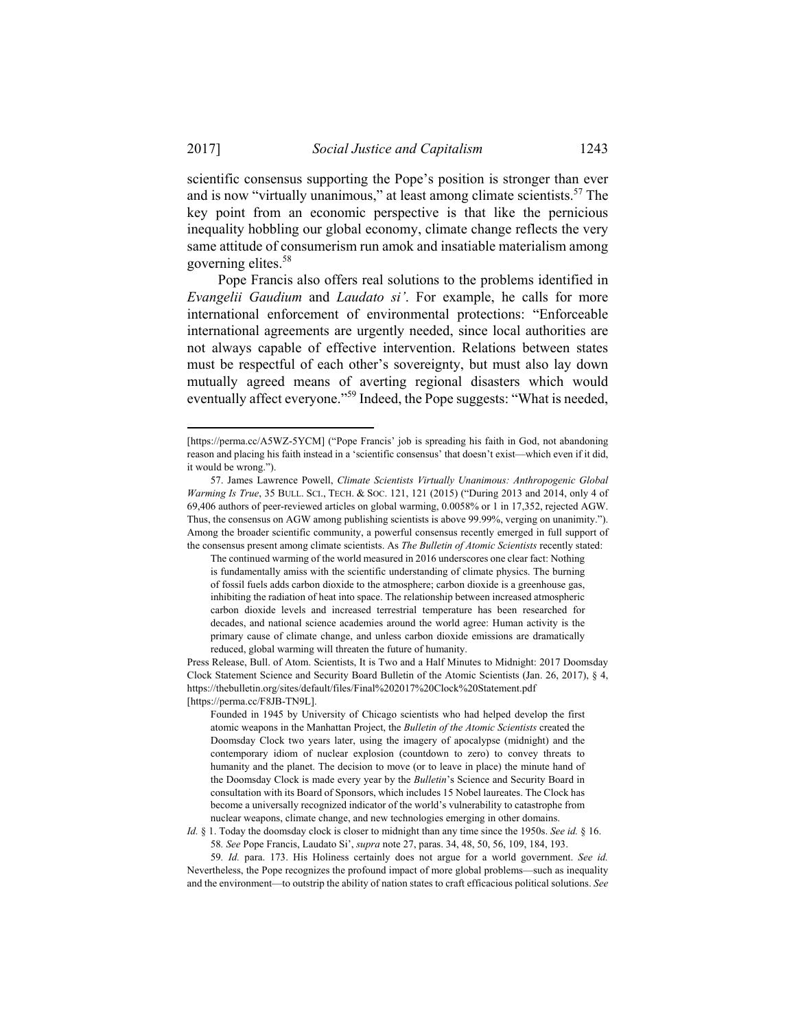scientific consensus supporting the Pope's position is stronger than ever and is now "virtually unanimous," at least among climate scientists.[57] The key point from an economic perspective is that like the pernicious inequality hobbling our global economy, climate change reflects the very same attitude of consumerism run amok and insatiable materialism among governing elites.[58]

Pope Francis also offers real solutions to the problems identified in *Evangelii Gaudium* and *Laudato si'*. For example, he calls for more international enforcement of environmental protections: "Enforceable international agreements are urgently needed, since local authorities are not always capable of effective intervention. Relations between states must be respectful of each other's sovereignty, but must also lay down mutually agreed means of averting regional disasters which would eventually affect everyone."[59] Indeed, the Pope suggests: "What is needed,

---

[https://perma.cc/A5WZ-5YCM] ("Pope Francis' job is spreading his faith in God, not abandoning reason and placing his faith instead in a 'scientific consensus' that doesn't exist—which even if it did, it would be wrong.").

57. James Lawrence Powell, *Climate Scientists Virtually Unanimous: Anthropogenic Global Warming Is True*, 35 BULL. SCI., TECH. & SOC. 121, 121 (2015) ("During 2013 and 2014, only 4 of 69,406 authors of peer-reviewed articles on global warming, 0.0058% or 1 in 17,352, rejected AGW. Thus, the consensus on AGW among publishing scientists is above 99.99%, verging on unanimity."). Among the broader scientific community, a powerful consensus recently emerged in full support of the consensus present among climate scientists. As *The Bulletin of Atomic Scientists* recently stated:

> The continued warming of the world measured in 2016 underscores one clear fact: Nothing is fundamentally amiss with the scientific understanding of climate physics. The burning of fossil fuels adds carbon dioxide to the atmosphere; carbon dioxide is a greenhouse gas, inhibiting the radiation of heat into space. The relationship between increased atmospheric carbon dioxide levels and increased terrestrial temperature has been researched for decades, and national science academies around the world agree: Human activity is the primary cause of climate change, and unless carbon dioxide emissions are dramatically reduced, global warming will threaten the future of humanity.

Press Release, Bull. of Atom. Scientists, It is Two and a Half Minutes to Midnight: 2017 Doomsday Clock Statement Science and Security Board Bulletin of the Atomic Scientists (Jan. 26, 2017), § 4, https://thebulletin.org/sites/default/files/Final%202017%20Clock%20Statement.pdf [https://perma.cc/F8JB-TN9L].

> Founded in 1945 by University of Chicago scientists who had helped develop the first atomic weapons in the Manhattan Project, the *Bulletin of the Atomic Scientists* created the Doomsday Clock two years later, using the imagery of apocalypse (midnight) and the contemporary idiom of nuclear explosion (countdown to zero) to convey threats to humanity and the planet. The decision to move (or to leave in place) the minute hand of the Doomsday Clock is made every year by the *Bulletin*'s Science and Security Board in consultation with its Board of Sponsors, which includes 15 Nobel laureates. The Clock has become a universally recognized indicator of the world's vulnerability to catastrophe from nuclear weapons, climate change, and new technologies emerging in other domains.

*Id.* § 1. Today the doomsday clock is closer to midnight than any time since the 1950s. *See id.* § 16.

58. *See* Pope Francis, Laudato Si', *supra* note 27, paras. 34, 48, 50, 56, 109, 184, 193.

59. *Id.* para. 173. His Holiness certainly does not argue for a world government. *See id.* Nevertheless, the Pope recognizes the profound impact of more global problems—such as inequality and the environment—to outstrip the ability of nation states to craft efficacious political solutions. *See*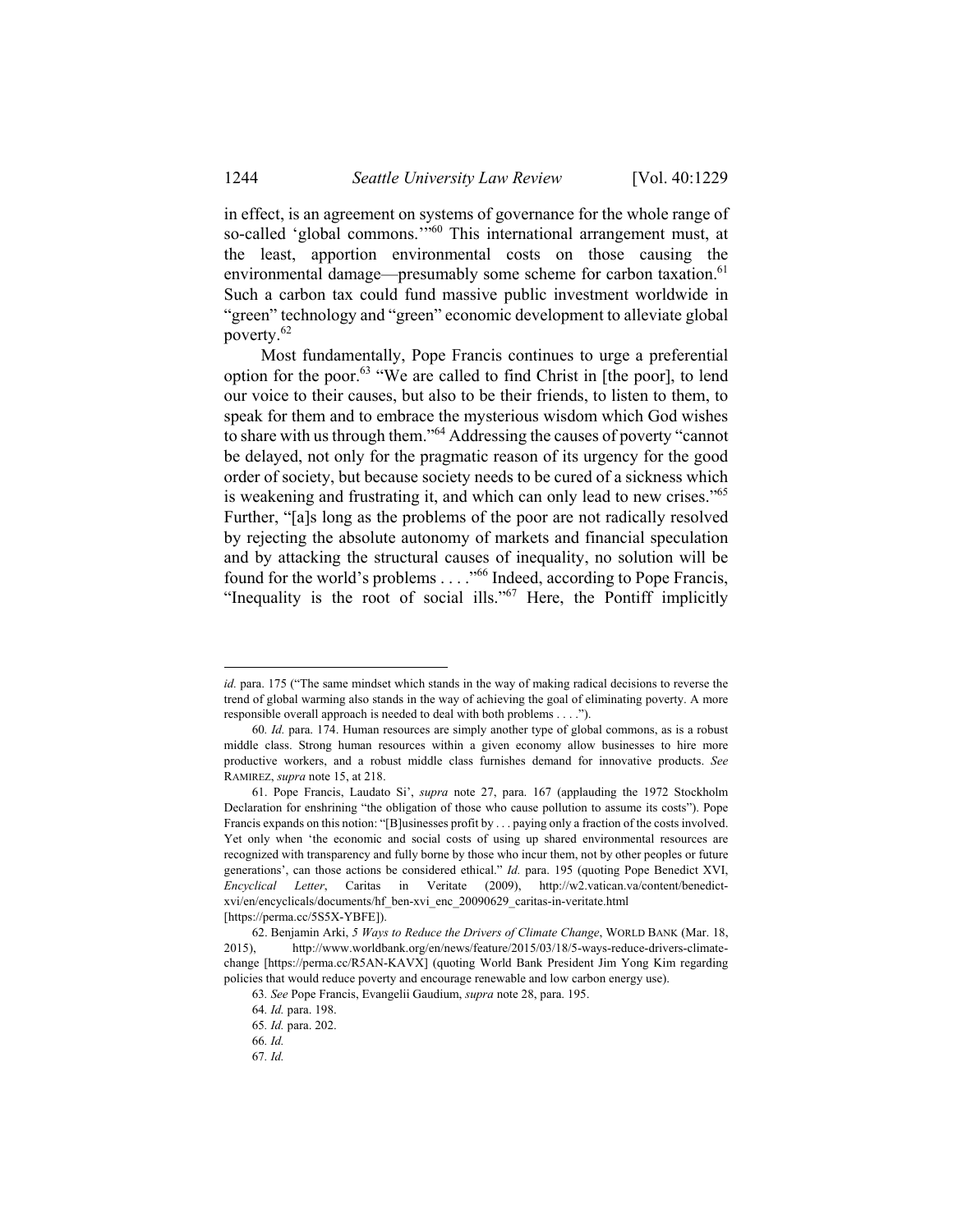in effect, is an agreement on systems of governance for the whole range of so-called 'global commons.'"[60] This international arrangement must, at the least, apportion environmental costs on those causing the environmental damage—presumably some scheme for carbon taxation.[61] Such a carbon tax could fund massive public investment worldwide in "green" technology and "green" economic development to alleviate global poverty.[62]

Most fundamentally, Pope Francis continues to urge a preferential option for the poor.[63] "We are called to find Christ in [the poor], to lend our voice to their causes, but also to be their friends, to listen to them, to speak for them and to embrace the mysterious wisdom which God wishes to share with us through them."[64] Addressing the causes of poverty "cannot be delayed, not only for the pragmatic reason of its urgency for the good order of society, but because society needs to be cured of a sickness which is weakening and frustrating it, and which can only lead to new crises."[65] Further, "[a]s long as the problems of the poor are not radically resolved by rejecting the absolute autonomy of markets and financial speculation and by attacking the structural causes of inequality, no solution will be found for the world's problems . . . ."[66] Indeed, according to Pope Francis, "Inequality is the root of social ills."[67] Here, the Pontiff implicitly

---

*id.* para. 175 ("The same mindset which stands in the way of making radical decisions to reverse the trend of global warming also stands in the way of achieving the goal of eliminating poverty. A more responsible overall approach is needed to deal with both problems . . . .").

60. *Id.* para. 174. Human resources are simply another type of global commons, as is a robust middle class. Strong human resources within a given economy allow businesses to hire more productive workers, and a robust middle class furnishes demand for innovative products. *See* RAMIREZ, *supra* note 15, at 218.

61. Pope Francis, Laudato Si', *supra* note 27, para. 167 (applauding the 1972 Stockholm Declaration for enshrining "the obligation of those who cause pollution to assume its costs"). Pope Francis expands on this notion: "[B]usinesses profit by . . . paying only a fraction of the costs involved. Yet only when 'the economic and social costs of using up shared environmental resources are recognized with transparency and fully borne by those who incur them, not by other peoples or future generations', can those actions be considered ethical." *Id.* para. 195 (quoting Pope Benedict XVI, *Encyclical Letter*, Caritas in Veritate (2009), http://w2.vatican.va/content/benedict-xvi/en/encyclicals/documents/hf_ben-xvi_enc_20090629_caritas-in-veritate.html [https://perma.cc/5S5X-YBFE]).

62. Benjamin Arki, *5 Ways to Reduce the Drivers of Climate Change*, WORLD BANK (Mar. 18, 2015), http://www.worldbank.org/en/news/feature/2015/03/18/5-ways-reduce-drivers-climate-change [https://perma.cc/R5AN-KAVX] (quoting World Bank President Jim Yong Kim regarding policies that would reduce poverty and encourage renewable and low carbon energy use).

63. *See* Pope Francis, Evangelii Gaudium, *supra* note 28, para. 195.

64. *Id.* para. 198.

65. *Id.* para. 202.

66. *Id.*

67. *Id.*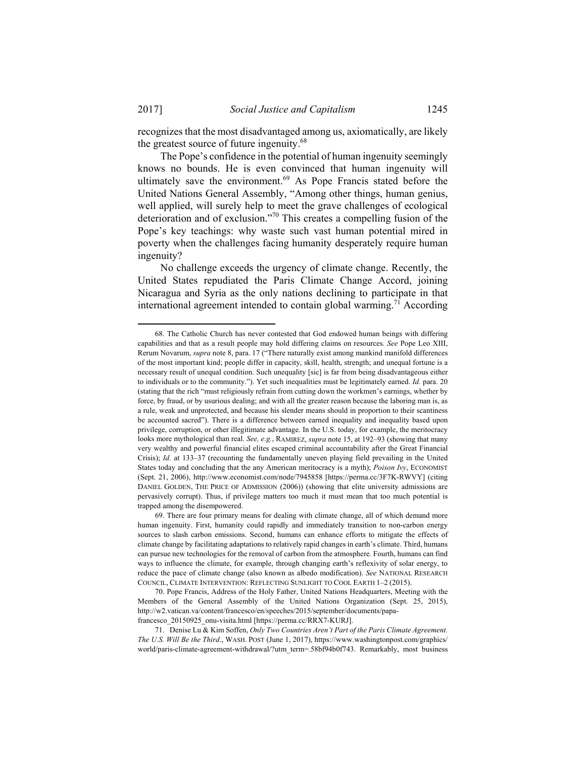recognizes that the most disadvantaged among us, axiomatically, are likely the greatest source of future ingenuity.[68]

The Pope's confidence in the potential of human ingenuity seemingly knows no bounds. He is even convinced that human ingenuity will ultimately save the environment.[69] As Pope Francis stated before the United Nations General Assembly, "Among other things, human genius, well applied, will surely help to meet the grave challenges of ecological deterioration and of exclusion."[70] This creates a compelling fusion of the Pope's key teachings: why waste such vast human potential mired in poverty when the challenges facing humanity desperately require human ingenuity?

No challenge exceeds the urgency of climate change. Recently, the United States repudiated the Paris Climate Change Accord, joining Nicaragua and Syria as the only nations declining to participate in that international agreement intended to contain global warming.[71] According

---

68. The Catholic Church has never contested that God endowed human beings with differing capabilities and that as a result people may hold differing claims on resources. *See* Pope Leo XIII, Rerum Novarum, *supra* note 8, para. 17 ("There naturally exist among mankind manifold differences of the most important kind; people differ in capacity, skill, health, strength; and unequal fortune is a necessary result of unequal condition. Such unequality [sic] is far from being disadvantageous either to individuals or to the community."). Yet such inequalities must be legitimately earned. *Id.* para. 20 (stating that the rich "must religiously refrain from cutting down the workmen's earnings, whether by force, by fraud, or by usurious dealing; and with all the greater reason because the laboring man is, as a rule, weak and unprotected, and because his slender means should in proportion to their scantiness be accounted sacred"). There is a difference between earned inequality and inequality based upon privilege, corruption, or other illegitimate advantage. In the U.S. today, for example, the meritocracy looks more mythological than real. *See, e.g.*, RAMIREZ, *supra* note 15, at 192–93 (showing that many very wealthy and powerful financial elites escaped criminal accountability after the Great Financial Crisis); *Id.* at 133–37 (recounting the fundamentally uneven playing field prevailing in the United States today and concluding that the any American meritocracy is a myth); *Poison Ivy*, ECONOMIST (Sept. 21, 2006), http://www.economist.com/node/7945858 [https://perma.cc/3F7K-RWVY] (citing DANIEL GOLDEN, THE PRICE OF ADMISSION (2006)) (showing that elite university admissions are pervasively corrupt). Thus, if privilege matters too much it must mean that too much potential is trapped among the disempowered.

69. There are four primary means for dealing with climate change, all of which demand more human ingenuity. First, humanity could rapidly and immediately transition to non-carbon energy sources to slash carbon emissions. Second, humans can enhance efforts to mitigate the effects of climate change by facilitating adaptations to relatively rapid changes in earth's climate. Third, humans can pursue new technologies for the removal of carbon from the atmosphere. Fourth, humans can find ways to influence the climate, for example, through changing earth's reflexivity of solar energy, to reduce the pace of climate change (also known as albedo modification). *See* NATIONAL RESEARCH COUNCIL, CLIMATE INTERVENTION: REFLECTING SUNLIGHT TO COOL EARTH 1–2 (2015).

70. Pope Francis, Address of the Holy Father, United Nations Headquarters, Meeting with the Members of the General Assembly of the United Nations Organization (Sept. 25, 2015), http://w2.vatican.va/content/francesco/en/speeches/2015/september/documents/papa-francesco_20150925_onu-visita.html [https://perma.cc/RRX7-KURJ].

71. Denise Lu & Kim Soffen, *Only Two Countries Aren't Part of the Paris Climate Agreement. The U.S. Will Be the Third.*, WASH. POST (June 1, 2017), https://www.washingtonpost.com/graphics/world/paris-climate-agreement-withdrawal/?utm_term=.58bf94b0f743. Remarkably, most business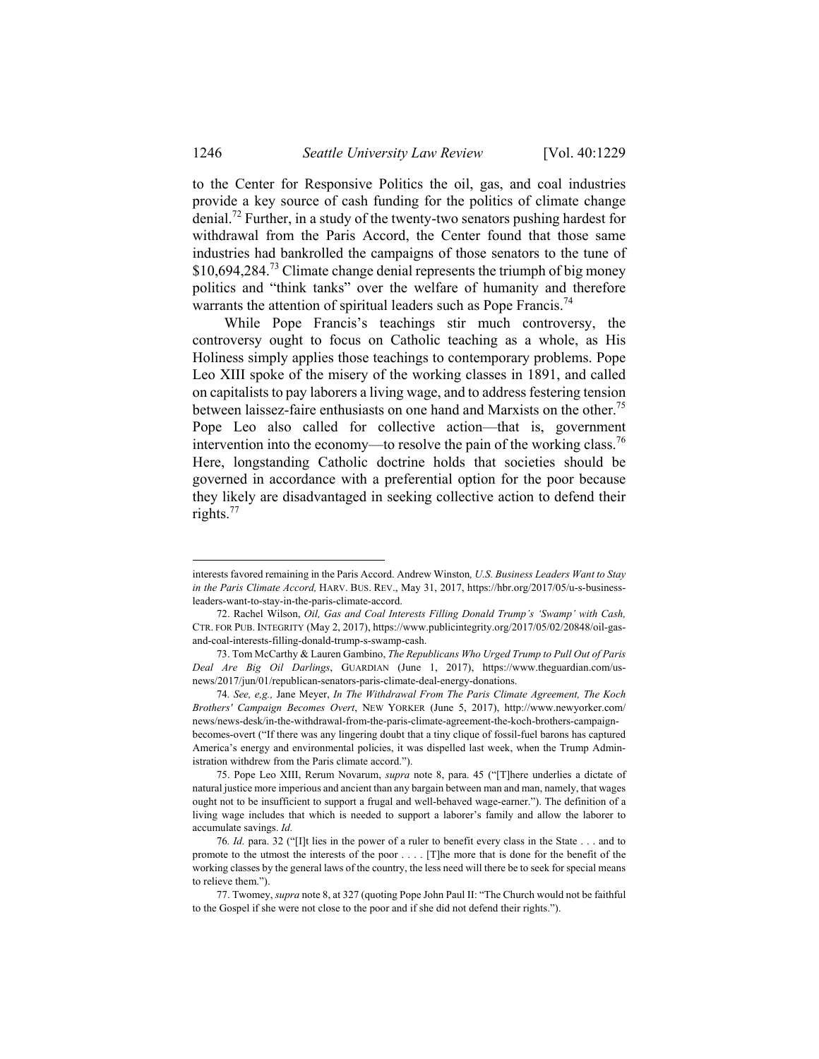to the Center for Responsive Politics the oil, gas, and coal industries provide a key source of cash funding for the politics of climate change denial.[72] Further, in a study of the twenty-two senators pushing hardest for withdrawal from the Paris Accord, the Center found that those same industries had bankrolled the campaigns of those senators to the tune of $10,694,284.[73] Climate change denial represents the triumph of big money politics and "think tanks" over the welfare of humanity and therefore warrants the attention of spiritual leaders such as Pope Francis.[74]

While Pope Francis's teachings stir much controversy, the controversy ought to focus on Catholic teaching as a whole, as His Holiness simply applies those teachings to contemporary problems. Pope Leo XIII spoke of the misery of the working classes in 1891, and called on capitalists to pay laborers a living wage, and to address festering tension between laissez-faire enthusiasts on one hand and Marxists on the other.[75] Pope Leo also called for collective action—that is, government intervention into the economy—to resolve the pain of the working class.[76] Here, longstanding Catholic doctrine holds that societies should be governed in accordance with a preferential option for the poor because they likely are disadvantaged in seeking collective action to defend their rights.[77]

---

interests favored remaining in the Paris Accord. Andrew Winston, *U.S. Business Leaders Want to Stay in the Paris Climate Accord,* HARV. BUS. REV., May 31, 2017, https://hbr.org/2017/05/u-s-business-leaders-want-to-stay-in-the-paris-climate-accord.

72. Rachel Wilson, *Oil, Gas and Coal Interests Filling Donald Trump's 'Swamp' with Cash,* CTR. FOR PUB. INTEGRITY (May 2, 2017), https://www.publicintegrity.org/2017/05/02/20848/oil-gas-and-coal-interests-filling-donald-trump-s-swamp-cash.

73. Tom McCarthy & Lauren Gambino, *The Republicans Who Urged Trump to Pull Out of Paris Deal Are Big Oil Darlings*, GUARDIAN (June 1, 2017), https://www.theguardian.com/us-news/2017/jun/01/republican-senators-paris-climate-deal-energy-donations.

74. *See, e.g.,* Jane Meyer, *In The Withdrawal From The Paris Climate Agreement, The Koch Brothers' Campaign Becomes Overt*, NEW YORKER (June 5, 2017), http://www.newyorker.com/news/news-desk/in-the-withdrawal-from-the-paris-climate-agreement-the-koch-brothers-campaign-becomes-overt ("If there was any lingering doubt that a tiny clique of fossil-fuel barons has captured America's energy and environmental policies, it was dispelled last week, when the Trump Administration withdrew from the Paris climate accord.").

75. Pope Leo XIII, Rerum Novarum, *supra* note 8, para. 45 ("[T]here underlies a dictate of natural justice more imperious and ancient than any bargain between man and man, namely, that wages ought not to be insufficient to support a frugal and well-behaved wage-earner."). The definition of a living wage includes that which is needed to support a laborer's family and allow the laborer to accumulate savings. *Id.*

76. *Id.* para. 32 ("[I]t lies in the power of a ruler to benefit every class in the State . . . and to promote to the utmost the interests of the poor . . . . [T]he more that is done for the benefit of the working classes by the general laws of the country, the less need will there be to seek for special means to relieve them.").

77. Twomey, *supra* note 8, at 327 (quoting Pope John Paul II: "The Church would not be faithful to the Gospel if she were not close to the poor and if she did not defend their rights.").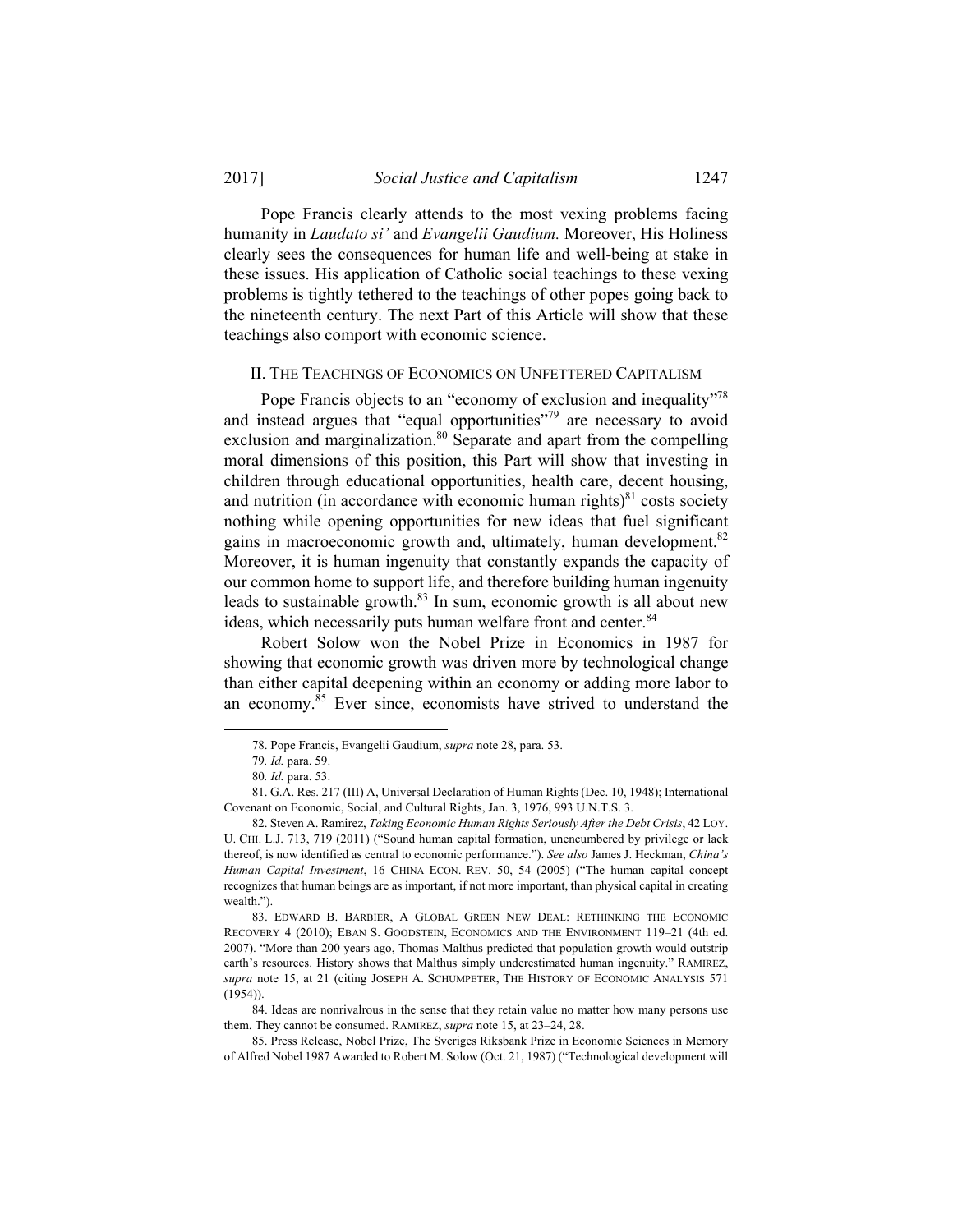Pope Francis clearly attends to the most vexing problems facing humanity in *Laudato si'* and *Evangelii Gaudium.* Moreover, His Holiness clearly sees the consequences for human life and well-being at stake in these issues. His application of Catholic social teachings to these vexing problems is tightly tethered to the teachings of other popes going back to the nineteenth century. The next Part of this Article will show that these teachings also comport with economic science.

## II. THE TEACHINGS OF ECONOMICS ON UNFETTERED CAPITALISM

Pope Francis objects to an "economy of exclusion and inequality"[78] and instead argues that "equal opportunities"[79] are necessary to avoid exclusion and marginalization.[80] Separate and apart from the compelling moral dimensions of this position, this Part will show that investing in children through educational opportunities, health care, decent housing, and nutrition (in accordance with economic human rights)[81] costs society nothing while opening opportunities for new ideas that fuel significant gains in macroeconomic growth and, ultimately, human development.[82] Moreover, it is human ingenuity that constantly expands the capacity of our common home to support life, and therefore building human ingenuity leads to sustainable growth.[83] In sum, economic growth is all about new ideas, which necessarily puts human welfare front and center.[84]

Robert Solow won the Nobel Prize in Economics in 1987 for showing that economic growth was driven more by technological change than either capital deepening within an economy or adding more labor to an economy.[85] Ever since, economists have strived to understand the

---

78. Pope Francis, Evangelii Gaudium, *supra* note 28, para. 53.

79. *Id.* para. 59.

80. *Id.* para. 53.

81. G.A. Res. 217 (III) A, Universal Declaration of Human Rights (Dec. 10, 1948); International Covenant on Economic, Social, and Cultural Rights, Jan. 3, 1976, 993 U.N.T.S. 3.

82. Steven A. Ramirez, *Taking Economic Human Rights Seriously After the Debt Crisis*, 42 LOY. U. CHI. L.J. 713, 719 (2011) ("Sound human capital formation, unencumbered by privilege or lack thereof, is now identified as central to economic performance."). *See also* James J. Heckman, *China's Human Capital Investment*, 16 CHINA ECON. REV. 50, 54 (2005) ("The human capital concept recognizes that human beings are as important, if not more important, than physical capital in creating wealth.").

83. EDWARD B. BARBIER, A GLOBAL GREEN NEW DEAL: RETHINKING THE ECONOMIC RECOVERY 4 (2010); EBAN S. GOODSTEIN, ECONOMICS AND THE ENVIRONMENT 119–21 (4th ed. 2007). "More than 200 years ago, Thomas Malthus predicted that population growth would outstrip earth's resources. History shows that Malthus simply underestimated human ingenuity." RAMIREZ, *supra* note 15, at 21 (citing JOSEPH A. SCHUMPETER, THE HISTORY OF ECONOMIC ANALYSIS 571 (1954)).

84. Ideas are nonrivalrous in the sense that they retain value no matter how many persons use them. They cannot be consumed. RAMIREZ, *supra* note 15, at 23–24, 28.

85. Press Release, Nobel Prize, The Sveriges Riksbank Prize in Economic Sciences in Memory of Alfred Nobel 1987 Awarded to Robert M. Solow (Oct. 21, 1987) ("Technological development will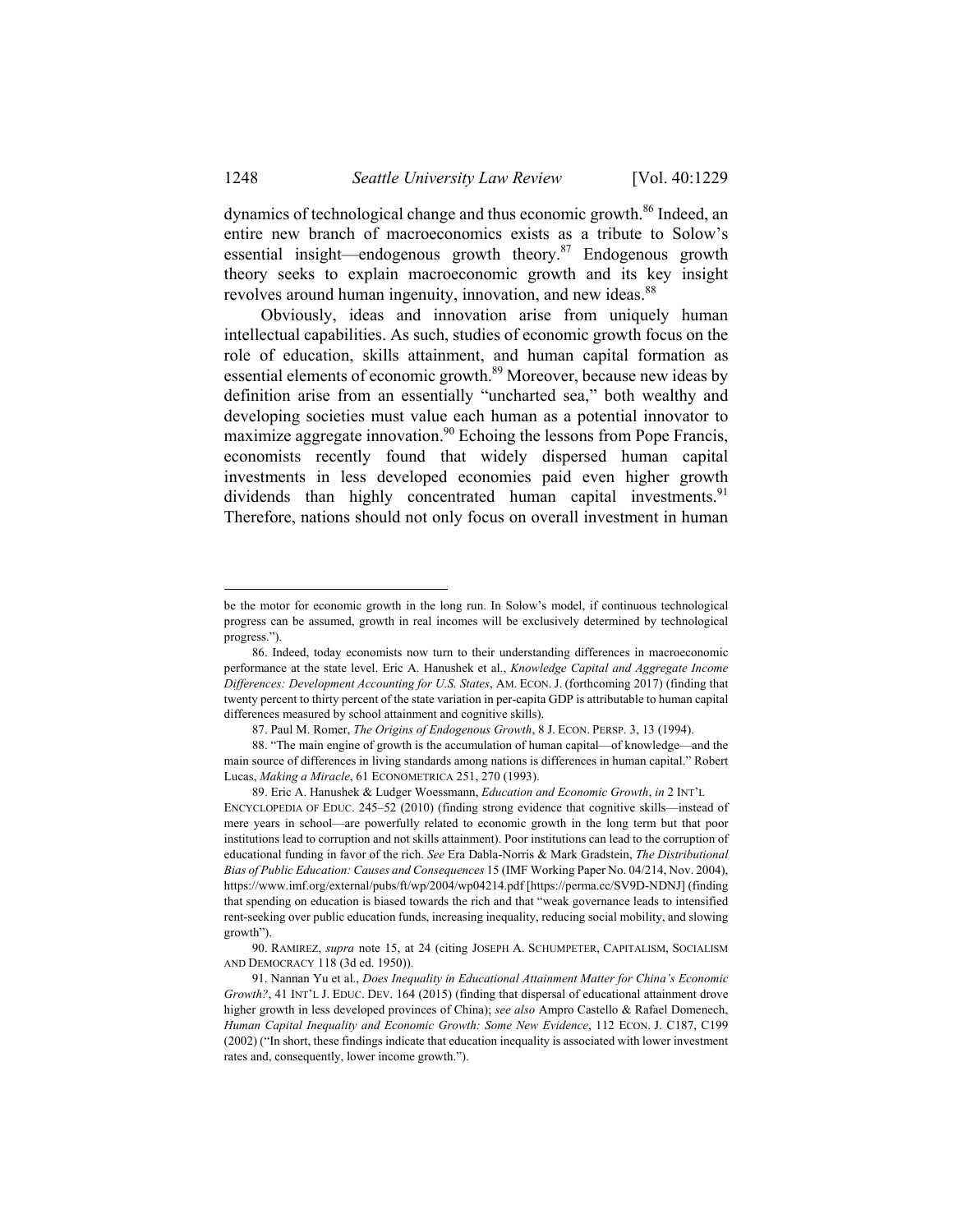dynamics of technological change and thus economic growth.[86] Indeed, an entire new branch of macroeconomics exists as a tribute to Solow's essential insight—endogenous growth theory.[87] Endogenous growth theory seeks to explain macroeconomic growth and its key insight revolves around human ingenuity, innovation, and new ideas.[88]

Obviously, ideas and innovation arise from uniquely human intellectual capabilities. As such, studies of economic growth focus on the role of education, skills attainment, and human capital formation as essential elements of economic growth.[89] Moreover, because new ideas by definition arise from an essentially "uncharted sea," both wealthy and developing societies must value each human as a potential innovator to maximize aggregate innovation.[90] Echoing the lessons from Pope Francis, economists recently found that widely dispersed human capital investments in less developed economies paid even higher growth dividends than highly concentrated human capital investments.[91] Therefore, nations should not only focus on overall investment in human

---

be the motor for economic growth in the long run. In Solow's model, if continuous technological progress can be assumed, growth in real incomes will be exclusively determined by technological progress.").

86. Indeed, today economists now turn to their understanding differences in macroeconomic performance at the state level. Eric A. Hanushek et al., *Knowledge Capital and Aggregate Income Differences: Development Accounting for U.S. States*, AM. ECON. J. (forthcoming 2017) (finding that twenty percent to thirty percent of the state variation in per-capita GDP is attributable to human capital differences measured by school attainment and cognitive skills).

87. Paul M. Romer, *The Origins of Endogenous Growth*, 8 J. ECON. PERSP. 3, 13 (1994).

88. "The main engine of growth is the accumulation of human capital—of knowledge—and the main source of differences in living standards among nations is differences in human capital." Robert Lucas, *Making a Miracle*, 61 ECONOMETRICA 251, 270 (1993).

89. Eric A. Hanushek & Ludger Woessmann, *Education and Economic Growth*, *in* 2 INT'L ENCYCLOPEDIA OF EDUC. 245–52 (2010) (finding strong evidence that cognitive skills—instead of mere years in school—are powerfully related to economic growth in the long term but that poor institutions lead to corruption and not skills attainment). Poor institutions can lead to the corruption of educational funding in favor of the rich. *See* Era Dabla-Norris & Mark Gradstein, *The Distributional Bias of Public Education: Causes and Consequences* 15 (IMF Working Paper No. 04/214, Nov. 2004), https://www.imf.org/external/pubs/ft/wp/2004/wp04214.pdf [https://perma.cc/SV9D-NDNJ] (finding that spending on education is biased towards the rich and that "weak governance leads to intensified rent-seeking over public education funds, increasing inequality, reducing social mobility, and slowing growth").

90. RAMIREZ, *supra* note 15, at 24 (citing JOSEPH A. SCHUMPETER, CAPITALISM, SOCIALISM AND DEMOCRACY 118 (3d ed. 1950)).

91. Nannan Yu et al., *Does Inequality in Educational Attainment Matter for China's Economic Growth?*, 41 INT'L J. EDUC. DEV. 164 (2015) (finding that dispersal of educational attainment drove higher growth in less developed provinces of China); *see also* Ampro Castello & Rafael Domenech, *Human Capital Inequality and Economic Growth: Some New Evidence*, 112 ECON. J. C187, C199 (2002) ("In short, these findings indicate that education inequality is associated with lower investment rates and, consequently, lower income growth.").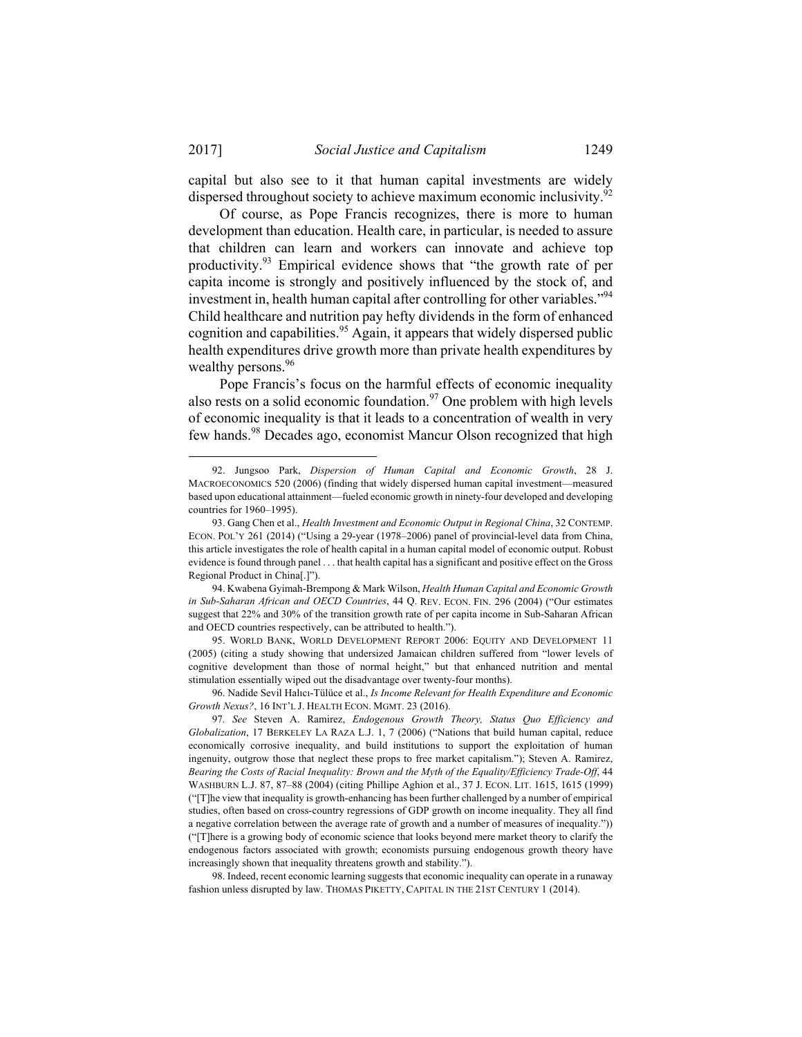capital but also see to it that human capital investments are widely dispersed throughout society to achieve maximum economic inclusivity.[92]

Of course, as Pope Francis recognizes, there is more to human development than education. Health care, in particular, is needed to assure that children can learn and workers can innovate and achieve top productivity.[93] Empirical evidence shows that "the growth rate of per capita income is strongly and positively influenced by the stock of, and investment in, health human capital after controlling for other variables."[94] Child healthcare and nutrition pay hefty dividends in the form of enhanced cognition and capabilities.[95] Again, it appears that widely dispersed public health expenditures drive growth more than private health expenditures by wealthy persons.[96]

Pope Francis's focus on the harmful effects of economic inequality also rests on a solid economic foundation.[97] One problem with high levels of economic inequality is that it leads to a concentration of wealth in very few hands.[98] Decades ago, economist Mancur Olson recognized that high

---

92. Jungsoo Park, *Dispersion of Human Capital and Economic Growth*, 28 J. MACROECONOMICS 520 (2006) (finding that widely dispersed human capital investment—measured based upon educational attainment—fueled economic growth in ninety-four developed and developing countries for 1960–1995).

93. Gang Chen et al., *Health Investment and Economic Output in Regional China*, 32 CONTEMP. ECON. POL'Y 261 (2014) ("Using a 29-year (1978–2006) panel of provincial-level data from China, this article investigates the role of health capital in a human capital model of economic output. Robust evidence is found through panel . . . that health capital has a significant and positive effect on the Gross Regional Product in China[.]").

94. Kwabena Gyimah-Brempong & Mark Wilson, *Health Human Capital and Economic Growth in Sub-Saharan African and OECD Countries*, 44 Q. REV. ECON. FIN. 296 (2004) ("Our estimates suggest that 22% and 30% of the transition growth rate of per capita income in Sub-Saharan African and OECD countries respectively, can be attributed to health.").

95. WORLD BANK, WORLD DEVELOPMENT REPORT 2006: EQUITY AND DEVELOPMENT 11 (2005) (citing a study showing that undersized Jamaican children suffered from "lower levels of cognitive development than those of normal height," but that enhanced nutrition and mental stimulation essentially wiped out the disadvantage over twenty-four months).

96. Nadide Sevil Halıcı-Tülüce et al., *Is Income Relevant for Health Expenditure and Economic Growth Nexus?*, 16 INT'L J. HEALTH ECON. MGMT. 23 (2016).

97. *See* Steven A. Ramirez, *Endogenous Growth Theory, Status Quo Efficiency and Globalization*, 17 BERKELEY LA RAZA L.J. 1, 7 (2006) ("Nations that build human capital, reduce economically corrosive inequality, and build institutions to support the exploitation of human ingenuity, outgrow those that neglect these props to free market capitalism."); Steven A. Ramirez, *Bearing the Costs of Racial Inequality: Brown and the Myth of the Equality/Efficiency Trade-Off*, 44 WASHBURN L.J. 87, 87–88 (2004) (citing Phillipe Aghion et al., 37 J. ECON. LIT. 1615, 1615 (1999) ("[T]he view that inequality is growth-enhancing has been further challenged by a number of empirical studies, often based on cross-country regressions of GDP growth on income inequality. They all find a negative correlation between the average rate of growth and a number of measures of inequality.")) ("[T]here is a growing body of economic science that looks beyond mere market theory to clarify the endogenous factors associated with growth; economists pursuing endogenous growth theory have increasingly shown that inequality threatens growth and stability.").

98. Indeed, recent economic learning suggests that economic inequality can operate in a runaway fashion unless disrupted by law. THOMAS PIKETTY, CAPITAL IN THE 21ST CENTURY 1 (2014).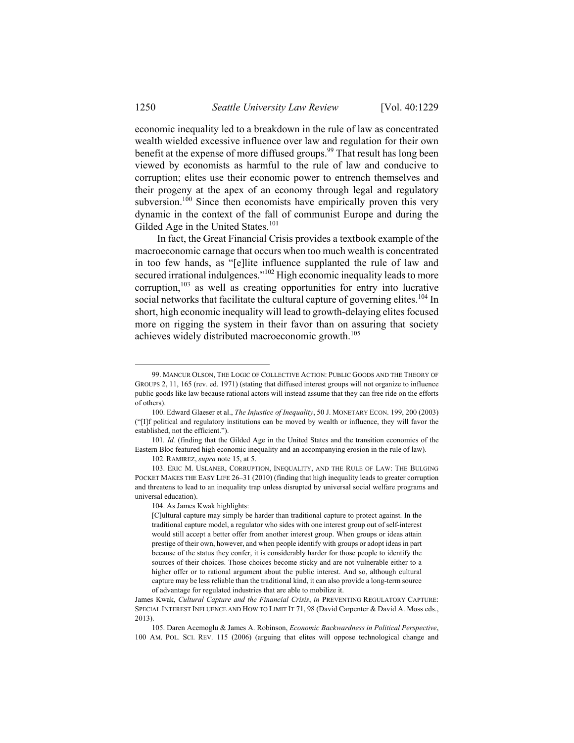economic inequality led to a breakdown in the rule of law as concentrated wealth wielded excessive influence over law and regulation for their own benefit at the expense of more diffused groups.[99] That result has long been viewed by economists as harmful to the rule of law and conducive to corruption; elites use their economic power to entrench themselves and their progeny at the apex of an economy through legal and regulatory subversion.[100] Since then economists have empirically proven this very dynamic in the context of the fall of communist Europe and during the Gilded Age in the United States.[101]

In fact, the Great Financial Crisis provides a textbook example of the macroeconomic carnage that occurs when too much wealth is concentrated in too few hands, as "[e]lite influence supplanted the rule of law and secured irrational indulgences."[102] High economic inequality leads to more corruption,[103] as well as creating opportunities for entry into lucrative social networks that facilitate the cultural capture of governing elites.[104] In short, high economic inequality will lead to growth-delaying elites focused more on rigging the system in their favor than on assuring that society achieves widely distributed macroeconomic growth.[105]

---

99. MANCUR OLSON, THE LOGIC OF COLLECTIVE ACTION: PUBLIC GOODS AND THE THEORY OF GROUPS 2, 11, 165 (rev. ed. 1971) (stating that diffused interest groups will not organize to influence public goods like law because rational actors will instead assume that they can free ride on the efforts of others).

100. Edward Glaeser et al., *The Injustice of Inequality*, 50 J. MONETARY ECON. 199, 200 (2003) ("[I]f political and regulatory institutions can be moved by wealth or influence, they will favor the established, not the efficient.").

101. *Id.* (finding that the Gilded Age in the United States and the transition economies of the Eastern Bloc featured high economic inequality and an accompanying erosion in the rule of law).

102. RAMIREZ, *supra* note 15, at 5.

103. ERIC M. USLANER, CORRUPTION, INEQUALITY, AND THE RULE OF LAW: THE BULGING POCKET MAKES THE EASY LIFE 26–31 (2010) (finding that high inequality leads to greater corruption and threatens to lead to an inequality trap unless disrupted by universal social welfare programs and universal education).

104. As James Kwak highlights:

> [C]ultural capture may simply be harder than traditional capture to protect against. In the traditional capture model, a regulator who sides with one interest group out of self-interest would still accept a better offer from another interest group. When groups or ideas attain prestige of their own, however, and when people identify with groups or adopt ideas in part because of the status they confer, it is considerably harder for those people to identify the sources of their choices. Those choices become sticky and are not vulnerable either to a higher offer or to rational argument about the public interest. And so, although cultural capture may be less reliable than the traditional kind, it can also provide a long-term source of advantage for regulated industries that are able to mobilize it.

James Kwak, *Cultural Capture and the Financial Crisis*, *in* PREVENTING REGULATORY CAPTURE: SPECIAL INTEREST INFLUENCE AND HOW TO LIMIT IT 71, 98 (David Carpenter & David A. Moss eds., 2013).

105. Daren Acemoglu & James A. Robinson, *Economic Backwardness in Political Perspective*, 100 AM. POL. SCI. REV. 115 (2006) (arguing that elites will oppose technological change and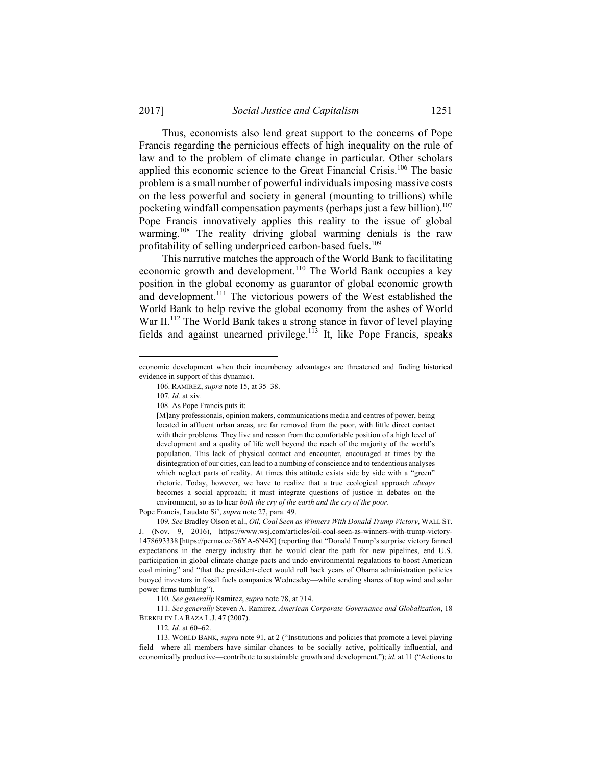Thus, economists also lend great support to the concerns of Pope Francis regarding the pernicious effects of high inequality on the rule of law and to the problem of climate change in particular. Other scholars applied this economic science to the Great Financial Crisis.[106] The basic problem is a small number of powerful individuals imposing massive costs on the less powerful and society in general (mounting to trillions) while pocketing windfall compensation payments (perhaps just a few billion).[107] Pope Francis innovatively applies this reality to the issue of global warming.[108] The reality driving global warming denials is the raw profitability of selling underpriced carbon-based fuels.[109]

This narrative matches the approach of the World Bank to facilitating economic growth and development.[110] The World Bank occupies a key position in the global economy as guarantor of global economic growth and development.[111] The victorious powers of the West established the World Bank to help revive the global economy from the ashes of World War II.[112] The World Bank takes a strong stance in favor of level playing fields and against unearned privilege.[113] It, like Pope Francis, speaks

---

economic development when their incumbency advantages are threatened and finding historical evidence in support of this dynamic).

106. RAMIREZ, *supra* note 15, at 35–38.

107. *Id.* at xiv.

108. As Pope Francis puts it:

> [M]any professionals, opinion makers, communications media and centres of power, being located in affluent urban areas, are far removed from the poor, with little direct contact with their problems. They live and reason from the comfortable position of a high level of development and a quality of life well beyond the reach of the majority of the world's population. This lack of physical contact and encounter, encouraged at times by the disintegration of our cities, can lead to a numbing of conscience and to tendentious analyses which neglect parts of reality. At times this attitude exists side by side with a "green" rhetoric. Today, however, we have to realize that a true ecological approach *always* becomes a social approach; it must integrate questions of justice in debates on the environment, so as to hear *both the cry of the earth and the cry of the poor*.

Pope Francis, Laudato Si', *supra* note 27, para. 49.

109. *See* Bradley Olson et al., *Oil, Coal Seen as Winners With Donald Trump Victory*, WALL ST. J. (Nov. 9, 2016), https://www.wsj.com/articles/oil-coal-seen-as-winners-with-trump-victory-1478693338 [https://perma.cc/36YA-6N4X] (reporting that "Donald Trump's surprise victory fanned expectations in the energy industry that he would clear the path for new pipelines, end U.S. participation in global climate change pacts and undo environmental regulations to boost American coal mining" and "that the president-elect would roll back years of Obama administration policies buoyed investors in fossil fuels companies Wednesday—while sending shares of top wind and solar power firms tumbling").

110. *See generally* Ramirez, *supra* note 78, at 714.

111. *See generally* Steven A. Ramirez, *American Corporate Governance and Globalization*, 18 BERKELEY LA RAZA L.J. 47 (2007).

112. *Id.* at 60–62.

113. WORLD BANK, *supra* note 91, at 2 ("Institutions and policies that promote a level playing field—where all members have similar chances to be socially active, politically influential, and economically productive—contribute to sustainable growth and development."); *id.* at 11 ("Actions to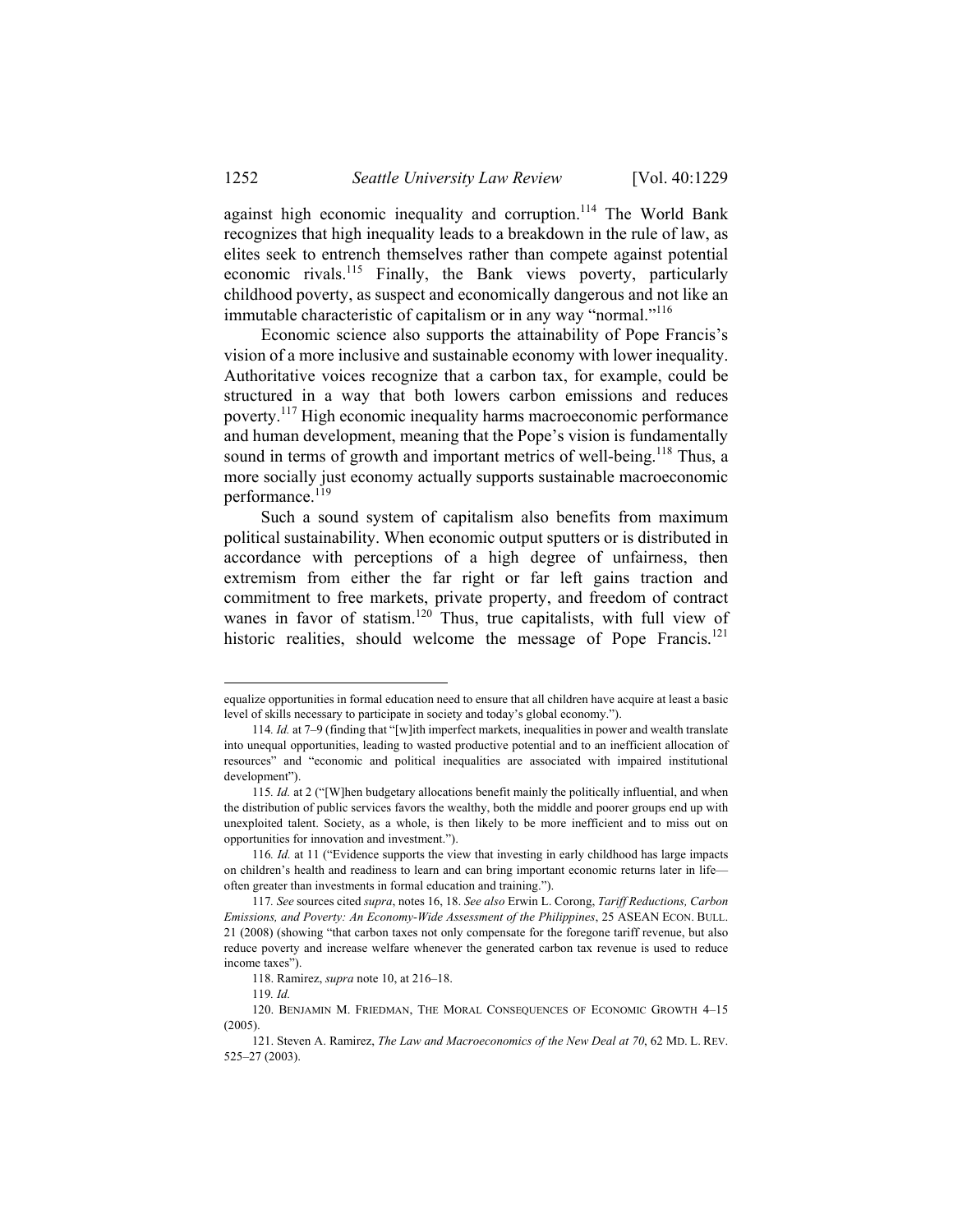against high economic inequality and corruption.[114] The World Bank recognizes that high inequality leads to a breakdown in the rule of law, as elites seek to entrench themselves rather than compete against potential economic rivals.[115] Finally, the Bank views poverty, particularly childhood poverty, as suspect and economically dangerous and not like an immutable characteristic of capitalism or in any way "normal."[116]

Economic science also supports the attainability of Pope Francis's vision of a more inclusive and sustainable economy with lower inequality. Authoritative voices recognize that a carbon tax, for example, could be structured in a way that both lowers carbon emissions and reduces poverty.[117] High economic inequality harms macroeconomic performance and human development, meaning that the Pope's vision is fundamentally sound in terms of growth and important metrics of well-being.[118] Thus, a more socially just economy actually supports sustainable macroeconomic performance.[119]

Such a sound system of capitalism also benefits from maximum political sustainability. When economic output sputters or is distributed in accordance with perceptions of a high degree of unfairness, then extremism from either the far right or far left gains traction and commitment to free markets, private property, and freedom of contract wanes in favor of statism.[120] Thus, true capitalists, with full view of historic realities, should welcome the message of Pope Francis.[121]

---

equalize opportunities in formal education need to ensure that all children have acquire at least a basic level of skills necessary to participate in society and today's global economy.").

114. *Id.* at 7–9 (finding that "[w]ith imperfect markets, inequalities in power and wealth translate into unequal opportunities, leading to wasted productive potential and to an inefficient allocation of resources" and "economic and political inequalities are associated with impaired institutional development").

115. *Id.* at 2 ("[W]hen budgetary allocations benefit mainly the politically influential, and when the distribution of public services favors the wealthy, both the middle and poorer groups end up with unexploited talent. Society, as a whole, is then likely to be more inefficient and to miss out on opportunities for innovation and investment.").

116. *Id.* at 11 ("Evidence supports the view that investing in early childhood has large impacts on children's health and readiness to learn and can bring important economic returns later in life—often greater than investments in formal education and training.").

117. *See* sources cited *supra*, notes 16, 18. *See also* Erwin L. Corong, *Tariff Reductions, Carbon Emissions, and Poverty: An Economy-Wide Assessment of the Philippines*, 25 ASEAN ECON. BULL. 21 (2008) (showing "that carbon taxes not only compensate for the foregone tariff revenue, but also reduce poverty and increase welfare whenever the generated carbon tax revenue is used to reduce income taxes").

118. Ramirez, *supra* note 10, at 216–18.

119. *Id.*

120. BENJAMIN M. FRIEDMAN, THE MORAL CONSEQUENCES OF ECONOMIC GROWTH 4–15 (2005).

121. Steven A. Ramirez, *The Law and Macroeconomics of the New Deal at 70*, 62 MD. L. REV. 525–27 (2003).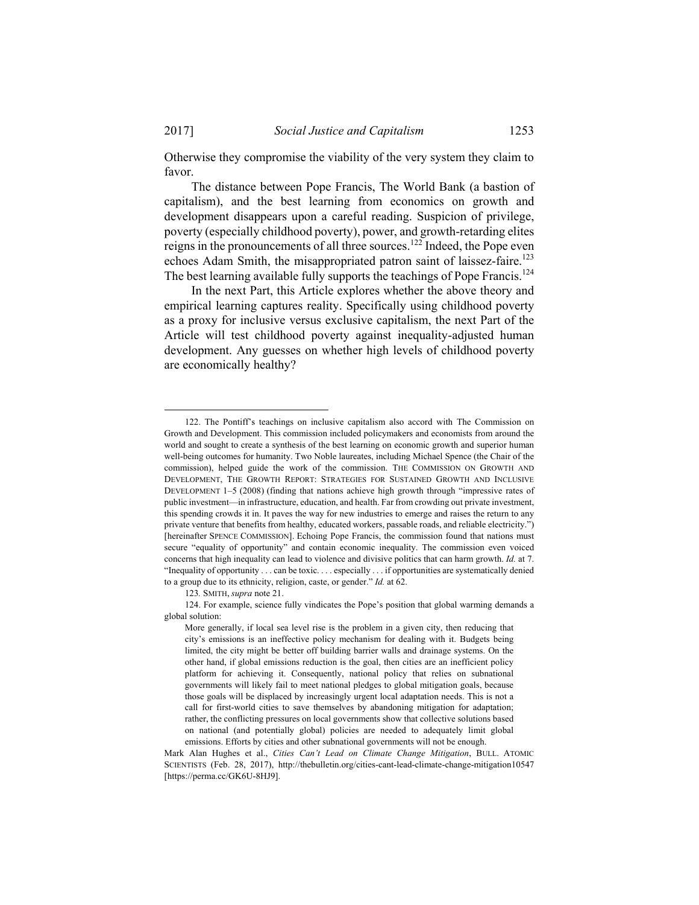Otherwise they compromise the viability of the very system they claim to favor.

The distance between Pope Francis, The World Bank (a bastion of capitalism), and the best learning from economics on growth and development disappears upon a careful reading. Suspicion of privilege, poverty (especially childhood poverty), power, and growth-retarding elites reigns in the pronouncements of all three sources.[122] Indeed, the Pope even echoes Adam Smith, the misappropriated patron saint of laissez-faire.[123] The best learning available fully supports the teachings of Pope Francis.[124]

In the next Part, this Article explores whether the above theory and empirical learning captures reality. Specifically using childhood poverty as a proxy for inclusive versus exclusive capitalism, the next Part of the Article will test childhood poverty against inequality-adjusted human development. Any guesses on whether high levels of childhood poverty are economically healthy?

---

122. The Pontiff's teachings on inclusive capitalism also accord with The Commission on Growth and Development. This commission included policymakers and economists from around the world and sought to create a synthesis of the best learning on economic growth and superior human well-being outcomes for humanity. Two Noble laureates, including Michael Spence (the Chair of the commission), helped guide the work of the commission. THE COMMISSION ON GROWTH AND DEVELOPMENT, THE GROWTH REPORT: STRATEGIES FOR SUSTAINED GROWTH AND INCLUSIVE DEVELOPMENT 1–5 (2008) (finding that nations achieve high growth through "impressive rates of public investment—in infrastructure, education, and health. Far from crowding out private investment, this spending crowds it in. It paves the way for new industries to emerge and raises the return to any private venture that benefits from healthy, educated workers, passable roads, and reliable electricity.") [hereinafter SPENCE COMMISSION]. Echoing Pope Francis, the commission found that nations must secure "equality of opportunity" and contain economic inequality. The commission even voiced concerns that high inequality can lead to violence and divisive politics that can harm growth. *Id.* at 7. "Inequality of opportunity . . . can be toxic. . . . especially . . . if opportunities are systematically denied to a group due to its ethnicity, religion, caste, or gender." *Id.* at 62.

123. SMITH, *supra* note 21.

124. For example, science fully vindicates the Pope's position that global warming demands a global solution:

> More generally, if local sea level rise is the problem in a given city, then reducing that city's emissions is an ineffective policy mechanism for dealing with it. Budgets being limited, the city might be better off building barrier walls and drainage systems. On the other hand, if global emissions reduction is the goal, then cities are an inefficient policy platform for achieving it. Consequently, national policy that relies on subnational governments will likely fail to meet national pledges to global mitigation goals, because those goals will be displaced by increasingly urgent local adaptation needs. This is not a call for first-world cities to save themselves by abandoning mitigation for adaptation; rather, the conflicting pressures on local governments show that collective solutions based on national (and potentially global) policies are needed to adequately limit global emissions. Efforts by cities and other subnational governments will not be enough.

Mark Alan Hughes et al., *Cities Can't Lead on Climate Change Mitigation*, BULL. ATOMIC SCIENTISTS (Feb. 28, 2017), http://thebulletin.org/cities-cant-lead-climate-change-mitigation10547 [https://perma.cc/GK6U-8HJ9].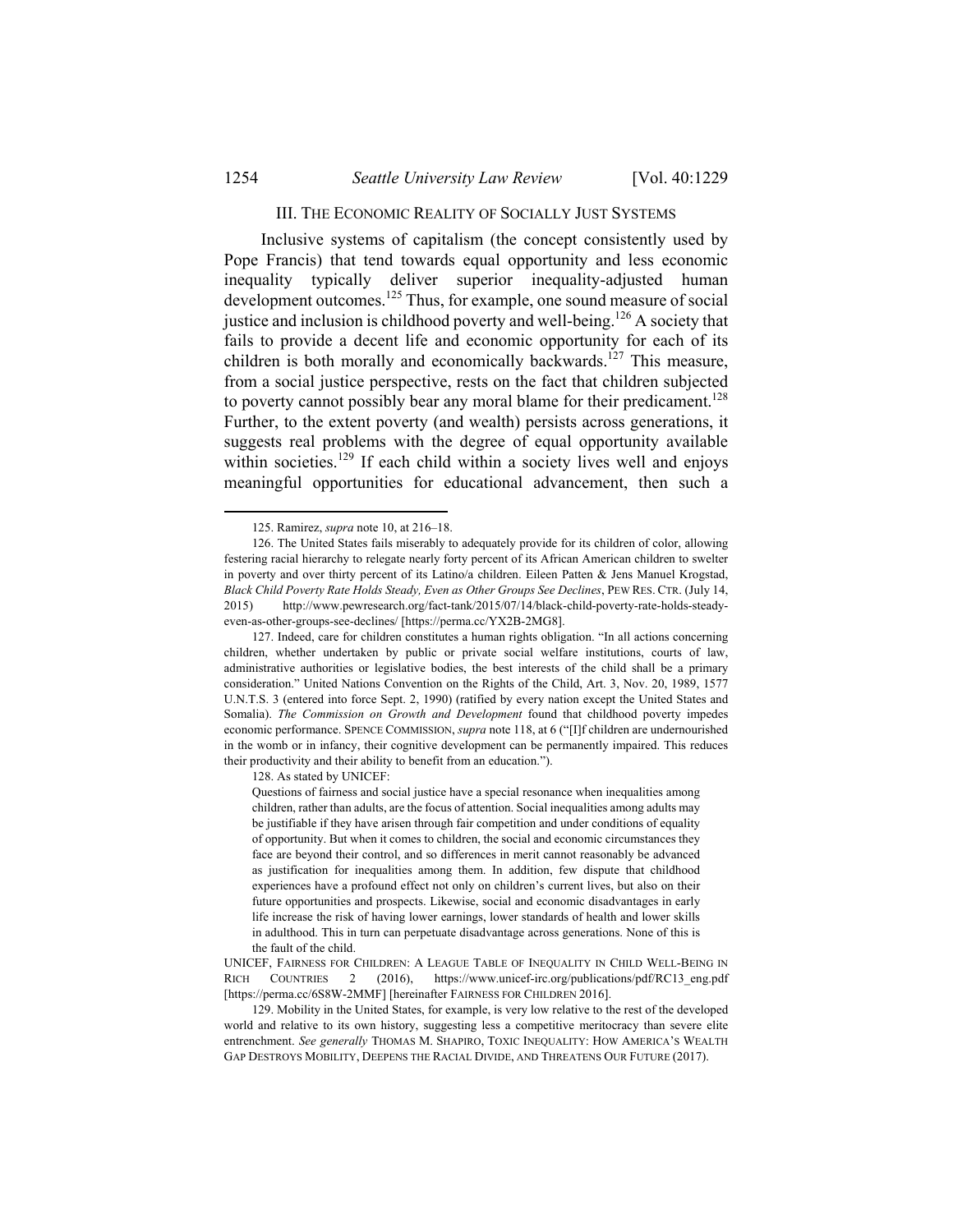## III. THE ECONOMIC REALITY OF SOCIALLY JUST SYSTEMS

Inclusive systems of capitalism (the concept consistently used by Pope Francis) that tend towards equal opportunity and less economic inequality typically deliver superior inequality-adjusted human development outcomes.[125] Thus, for example, one sound measure of social justice and inclusion is childhood poverty and well-being.[126] A society that fails to provide a decent life and economic opportunity for each of its children is both morally and economically backwards.[127] This measure, from a social justice perspective, rests on the fact that children subjected to poverty cannot possibly bear any moral blame for their predicament.[128] Further, to the extent poverty (and wealth) persists across generations, it suggests real problems with the degree of equal opportunity available within societies.[129] If each child within a society lives well and enjoys meaningful opportunities for educational advancement, then such a

---

125. Ramirez, *supra* note 10, at 216–18.

126. The United States fails miserably to adequately provide for its children of color, allowing festering racial hierarchy to relegate nearly forty percent of its African American children to swelter in poverty and over thirty percent of its Latino/a children. Eileen Patten & Jens Manuel Krogstad, *Black Child Poverty Rate Holds Steady, Even as Other Groups See Declines*, PEW RES. CTR. (July 14, 2015) http://www.pewresearch.org/fact-tank/2015/07/14/black-child-poverty-rate-holds-steady-even-as-other-groups-see-declines/ [https://perma.cc/YX2B-2MG8].

127. Indeed, care for children constitutes a human rights obligation. "In all actions concerning children, whether undertaken by public or private social welfare institutions, courts of law, administrative authorities or legislative bodies, the best interests of the child shall be a primary consideration." United Nations Convention on the Rights of the Child, Art. 3, Nov. 20, 1989, 1577 U.N.T.S. 3 (entered into force Sept. 2, 1990) (ratified by every nation except the United States and Somalia). *The Commission on Growth and Development* found that childhood poverty impedes economic performance. SPENCE COMMISSION, *supra* note 118, at 6 ("[I]f children are undernourished in the womb or in infancy, their cognitive development can be permanently impaired. This reduces their productivity and their ability to benefit from an education.").

128. As stated by UNICEF:

> Questions of fairness and social justice have a special resonance when inequalities among children, rather than adults, are the focus of attention. Social inequalities among adults may be justifiable if they have arisen through fair competition and under conditions of equality of opportunity. But when it comes to children, the social and economic circumstances they face are beyond their control, and so differences in merit cannot reasonably be advanced as justification for inequalities among them. In addition, few dispute that childhood experiences have a profound effect not only on children's current lives, but also on their future opportunities and prospects. Likewise, social and economic disadvantages in early life increase the risk of having lower earnings, lower standards of health and lower skills in adulthood. This in turn can perpetuate disadvantage across generations. None of this is the fault of the child.

UNICEF, FAIRNESS FOR CHILDREN: A LEAGUE TABLE OF INEQUALITY IN CHILD WELL-BEING IN RICH COUNTRIES 2 (2016), https://www.unicef-irc.org/publications/pdf/RC13_eng.pdf [https://perma.cc/6S8W-2MMF] [hereinafter FAIRNESS FOR CHILDREN 2016].

129. Mobility in the United States, for example, is very low relative to the rest of the developed world and relative to its own history, suggesting less a competitive meritocracy than severe elite entrenchment. *See generally* THOMAS M. SHAPIRO, TOXIC INEQUALITY: HOW AMERICA'S WEALTH GAP DESTROYS MOBILITY, DEEPENS THE RACIAL DIVIDE, AND THREATENS OUR FUTURE (2017).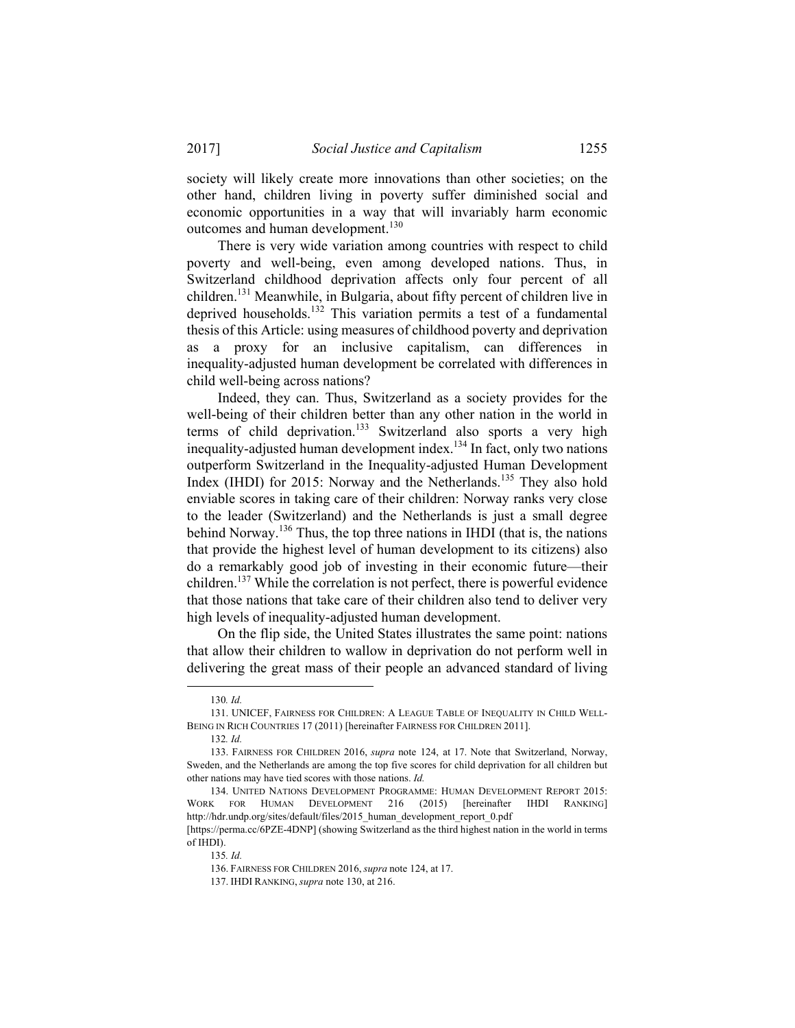society will likely create more innovations than other societies; on the other hand, children living in poverty suffer diminished social and economic opportunities in a way that will invariably harm economic outcomes and human development.[130]

There is very wide variation among countries with respect to child poverty and well-being, even among developed nations. Thus, in Switzerland childhood deprivation affects only four percent of all children.[131] Meanwhile, in Bulgaria, about fifty percent of children live in deprived households.[132] This variation permits a test of a fundamental thesis of this Article: using measures of childhood poverty and deprivation as a proxy for an inclusive capitalism, can differences in inequality-adjusted human development be correlated with differences in child well-being across nations?

Indeed, they can. Thus, Switzerland as a society provides for the well-being of their children better than any other nation in the world in terms of child deprivation.[133] Switzerland also sports a very high inequality-adjusted human development index.[134] In fact, only two nations outperform Switzerland in the Inequality-adjusted Human Development Index (IHDI) for 2015: Norway and the Netherlands.[135] They also hold enviable scores in taking care of their children: Norway ranks very close to the leader (Switzerland) and the Netherlands is just a small degree behind Norway.[136] Thus, the top three nations in IHDI (that is, the nations that provide the highest level of human development to its citizens) also do a remarkably good job of investing in their economic future—their children.[137] While the correlation is not perfect, there is powerful evidence that those nations that take care of their children also tend to deliver very high levels of inequality-adjusted human development.

On the flip side, the United States illustrates the same point: nations that allow their children to wallow in deprivation do not perform well in delivering the great mass of their people an advanced standard of living

---

130. *Id.*

131. UNICEF, FAIRNESS FOR CHILDREN: A LEAGUE TABLE OF INEQUALITY IN CHILD WELL-BEING IN RICH COUNTRIES 17 (2011) [hereinafter FAIRNESS FOR CHILDREN 2011].

132. *Id.*

133. FAIRNESS FOR CHILDREN 2016, *supra* note 124, at 17. Note that Switzerland, Norway, Sweden, and the Netherlands are among the top five scores for child deprivation for all children but other nations may have tied scores with those nations. *Id.*

134. UNITED NATIONS DEVELOPMENT PROGRAMME: HUMAN DEVELOPMENT REPORT 2015: WORK FOR HUMAN DEVELOPMENT 216 (2015) [hereinafter IHDI RANKING] http://hdr.undp.org/sites/default/files/2015_human_development_report_0.pdf [https://perma.cc/6PZE-4DNP] (showing Switzerland as the third highest nation in the world in terms of IHDI).

135. *Id.*

136. FAIRNESS FOR CHILDREN 2016, *supra* note 124, at 17.

137. IHDI RANKING, *supra* note 130, at 216.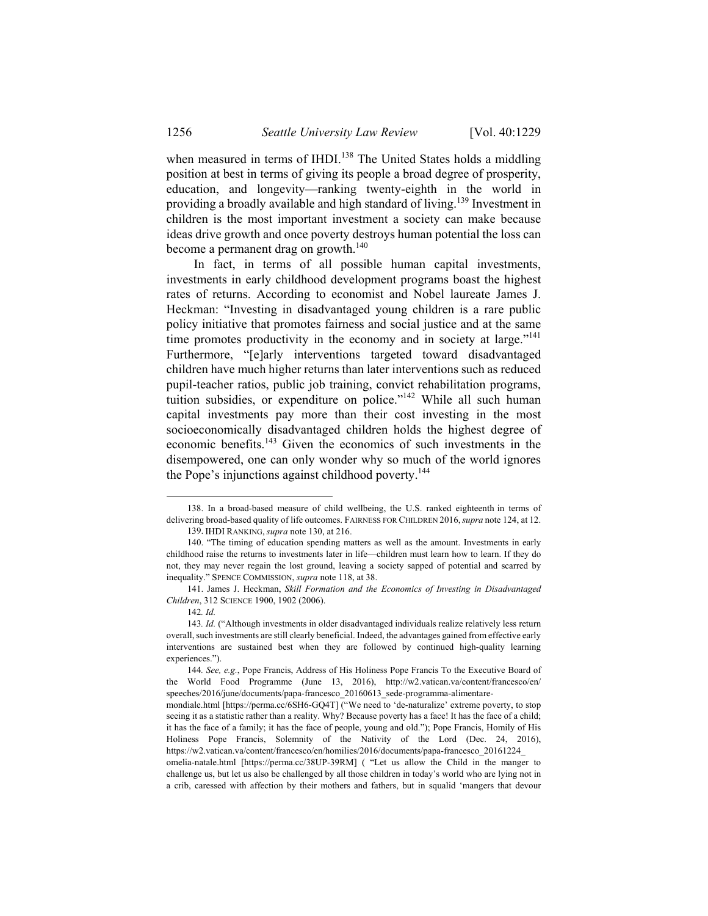when measured in terms of IHDI.[138] The United States holds a middling position at best in terms of giving its people a broad degree of prosperity, education, and longevity—ranking twenty-eighth in the world in providing a broadly available and high standard of living.[139] Investment in children is the most important investment a society can make because ideas drive growth and once poverty destroys human potential the loss can become a permanent drag on growth.[140]

In fact, in terms of all possible human capital investments, investments in early childhood development programs boast the highest rates of returns. According to economist and Nobel laureate James J. Heckman: "Investing in disadvantaged young children is a rare public policy initiative that promotes fairness and social justice and at the same time promotes productivity in the economy and in society at large."[141] Furthermore, "[e]arly interventions targeted toward disadvantaged children have much higher returns than later interventions such as reduced pupil-teacher ratios, public job training, convict rehabilitation programs, tuition subsidies, or expenditure on police."[142] While all such human capital investments pay more than their cost investing in the most socioeconomically disadvantaged children holds the highest degree of economic benefits.[143] Given the economics of such investments in the disempowered, one can only wonder why so much of the world ignores the Pope's injunctions against childhood poverty.[144]

---

138. In a broad-based measure of child wellbeing, the U.S. ranked eighteenth in terms of delivering broad-based quality of life outcomes. FAIRNESS FOR CHILDREN 2016, *supra* note 124, at 12.

139. IHDI RANKING, *supra* note 130, at 216.

140. "The timing of education spending matters as well as the amount. Investments in early childhood raise the returns to investments later in life—children must learn how to learn. If they do not, they may never regain the lost ground, leaving a society sapped of potential and scarred by inequality." SPENCE COMMISSION, *supra* note 118, at 38.

141. James J. Heckman, *Skill Formation and the Economics of Investing in Disadvantaged Children*, 312 SCIENCE 1900, 1902 (2006).

142. *Id.*

143. *Id.* ("Although investments in older disadvantaged individuals realize relatively less return overall, such investments are still clearly beneficial. Indeed, the advantages gained from effective early interventions are sustained best when they are followed by continued high-quality learning experiences.").

144. *See, e.g.*, Pope Francis, Address of His Holiness Pope Francis To the Executive Board of the World Food Programme (June 13, 2016), http://w2.vatican.va/content/francesco/en/speeches/2016/june/documents/papa-francesco_20160613_sede-programma-alimentare-mondiale.html [https://perma.cc/6SH6-GQ4T] ("We need to 'de-naturalize' extreme poverty, to stop seeing it as a statistic rather than a reality. Why? Because poverty has a face! It has the face of a child; it has the face of a family; it has the face of people, young and old."); Pope Francis, Homily of His Holiness Pope Francis, Solemnity of the Nativity of the Lord (Dec. 24, 2016), https://w2.vatican.va/content/francesco/en/homilies/2016/documents/papa-francesco_20161224_omelia-natale.html [https://perma.cc/38UP-39RM] ( "Let us allow the Child in the manger to challenge us, but let us also be challenged by all those children in today's world who are lying not in a crib, caressed with affection by their mothers and fathers, but in squalid 'mangers that devour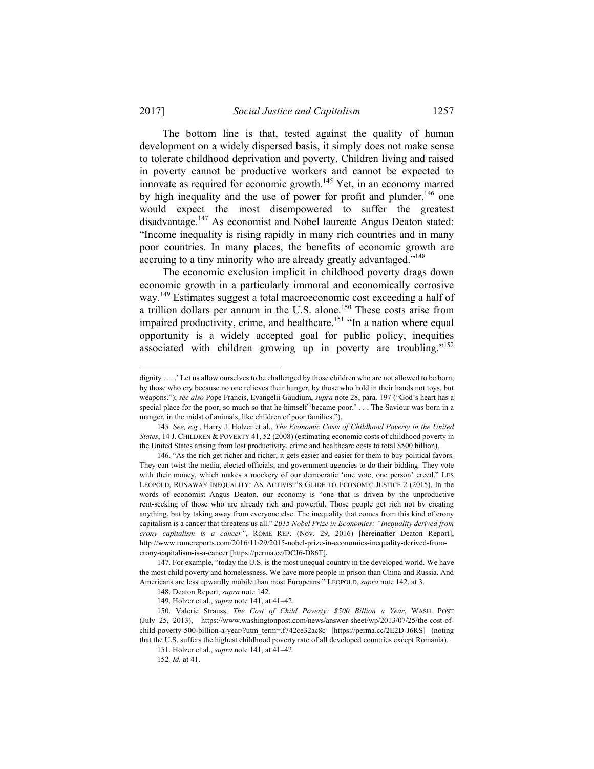The bottom line is that, tested against the quality of human development on a widely dispersed basis, it simply does not make sense to tolerate childhood deprivation and poverty. Children living and raised in poverty cannot be productive workers and cannot be expected to innovate as required for economic growth.[145] Yet, in an economy marred by high inequality and the use of power for profit and plunder,[146] one would expect the most disempowered to suffer the greatest disadvantage.[147] As economist and Nobel laureate Angus Deaton stated: "Income inequality is rising rapidly in many rich countries and in many poor countries. In many places, the benefits of economic growth are accruing to a tiny minority who are already greatly advantaged."[148]

The economic exclusion implicit in childhood poverty drags down economic growth in a particularly immoral and economically corrosive way.[149] Estimates suggest a total macroeconomic cost exceeding a half of a trillion dollars per annum in the U.S. alone.[150] These costs arise from impaired productivity, crime, and healthcare.[151] "In a nation where equal opportunity is a widely accepted goal for public policy, inequities associated with children growing up in poverty are troubling."[152]

---

dignity . . . .' Let us allow ourselves to be challenged by those children who are not allowed to be born, by those who cry because no one relieves their hunger, by those who hold in their hands not toys, but weapons."); *see also* Pope Francis, Evangelii Gaudium, *supra* note 28, para. 197 ("God's heart has a special place for the poor, so much so that he himself 'became poor.' . . . The Saviour was born in a manger, in the midst of animals, like children of poor families.").

145. *See, e.g.*, Harry J. Holzer et al., *The Economic Costs of Childhood Poverty in the United States*, 14 J. CHILDREN & POVERTY 41, 52 (2008) (estimating economic costs of childhood poverty in the United States arising from lost productivity, crime and healthcare costs to total $500 billion).

146. "As the rich get richer and richer, it gets easier and easier for them to buy political favors. They can twist the media, elected officials, and government agencies to do their bidding. They vote with their money, which makes a mockery of our democratic 'one vote, one person' creed." LES LEOPOLD, RUNAWAY INEQUALITY: AN ACTIVIST'S GUIDE TO ECONOMIC JUSTICE 2 (2015). In the words of economist Angus Deaton, our economy is "one that is driven by the unproductive rent-seeking of those who are already rich and powerful. Those people get rich not by creating anything, but by taking away from everyone else. The inequality that comes from this kind of crony capitalism is a cancer that threatens us all." *2015 Nobel Prize in Economics: "Inequality derived from crony capitalism is a cancer"*, ROME REP. (Nov. 29, 2016) [hereinafter Deaton Report], http://www.romereports.com/2016/11/29/2015-nobel-prize-in-economics-inequality-derived-from-crony-capitalism-is-a-cancer [https://perma.cc/DCJ6-D86T].

147. For example, "today the U.S. is the most unequal country in the developed world. We have the most child poverty and homelessness. We have more people in prison than China and Russia. And Americans are less upwardly mobile than most Europeans." LEOPOLD, *supra* note 142, at 3.

148. Deaton Report, *supra* note 142.

149. Holzer et al., *supra* note 141, at 41–42.

150. Valerie Strauss, *The Cost of Child Poverty: $500 Billion a Year*, WASH. POST (July 25, 2013), https://www.washingtonpost.com/news/answer-sheet/wp/2013/07/25/the-cost-of-child-poverty-500-billion-a-year/?utm_term=.f742ce32ac8c [https://perma.cc/2E2D-J6RS] (noting that the U.S. suffers the highest childhood poverty rate of all developed countries except Romania).

151. Holzer et al., *supra* note 141, at 41–42.

152. *Id.* at 41.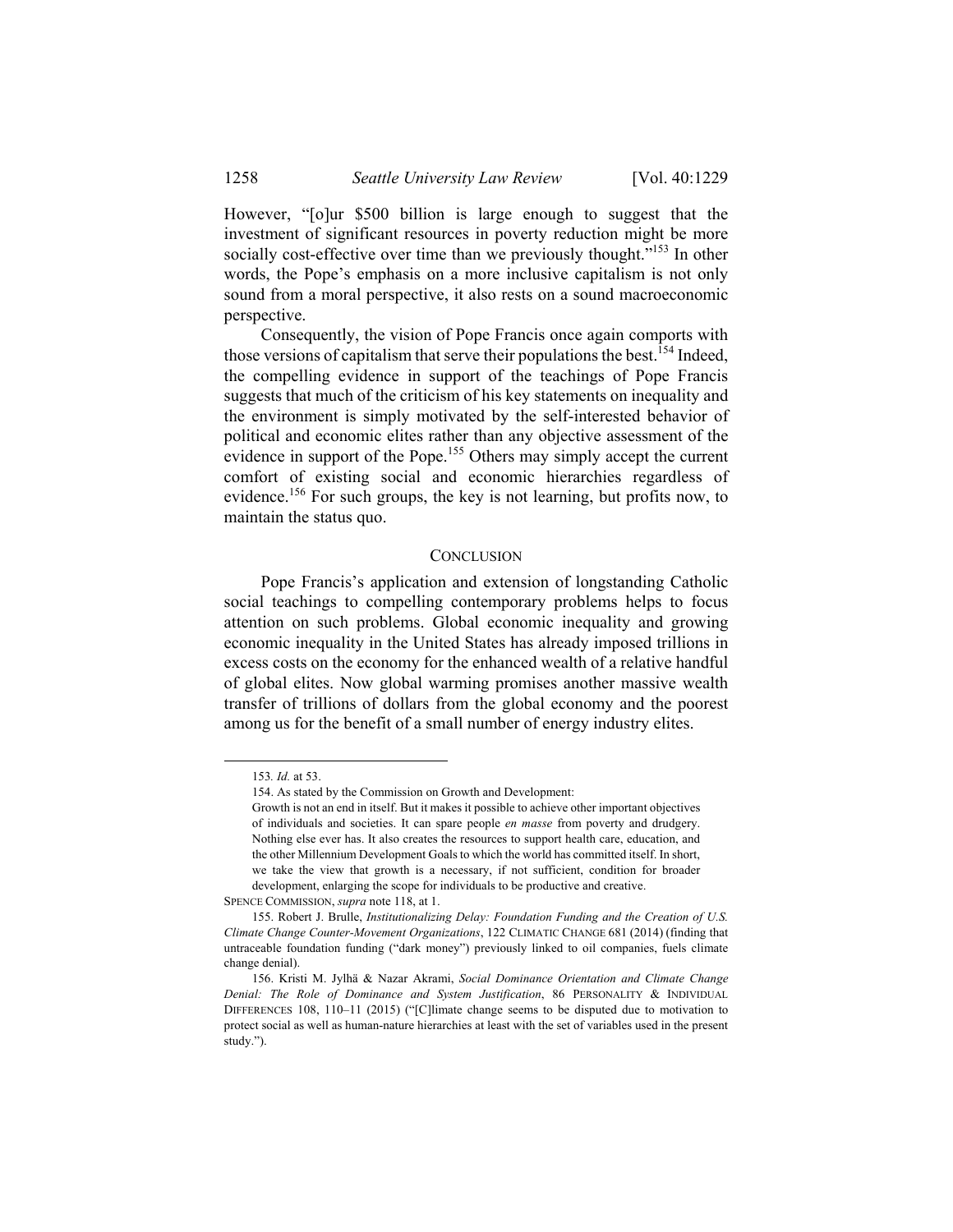However, "[o]ur $500 billion is large enough to suggest that the investment of significant resources in poverty reduction might be more socially cost-effective over time than we previously thought."[153] In other words, the Pope's emphasis on a more inclusive capitalism is not only sound from a moral perspective, it also rests on a sound macroeconomic perspective.

Consequently, the vision of Pope Francis once again comports with those versions of capitalism that serve their populations the best.[154] Indeed, the compelling evidence in support of the teachings of Pope Francis suggests that much of the criticism of his key statements on inequality and the environment is simply motivated by the self-interested behavior of political and economic elites rather than any objective assessment of the evidence in support of the Pope.[155] Others may simply accept the current comfort of existing social and economic hierarchies regardless of evidence.[156] For such groups, the key is not learning, but profits now, to maintain the status quo.

## CONCLUSION

Pope Francis's application and extension of longstanding Catholic social teachings to compelling contemporary problems helps to focus attention on such problems. Global economic inequality and growing economic inequality in the United States has already imposed trillions in excess costs on the economy for the enhanced wealth of a relative handful of global elites. Now global warming promises another massive wealth transfer of trillions of dollars from the global economy and the poorest among us for the benefit of a small number of energy industry elites.

---

153. *Id.* at 53.

154. As stated by the Commission on Growth and Development:

> Growth is not an end in itself. But it makes it possible to achieve other important objectives of individuals and societies. It can spare people *en masse* from poverty and drudgery. Nothing else ever has. It also creates the resources to support health care, education, and the other Millennium Development Goals to which the world has committed itself. In short, we take the view that growth is a necessary, if not sufficient, condition for broader development, enlarging the scope for individuals to be productive and creative.

SPENCE COMMISSION, *supra* note 118, at 1.

155. Robert J. Brulle, *Institutionalizing Delay: Foundation Funding and the Creation of U.S. Climate Change Counter-Movement Organizations*, 122 CLIMATIC CHANGE 681 (2014) (finding that untraceable foundation funding ("dark money") previously linked to oil companies, fuels climate change denial).

156. Kristi M. Jylhä & Nazar Akrami, *Social Dominance Orientation and Climate Change Denial: The Role of Dominance and System Justification*, 86 PERSONALITY & INDIVIDUAL DIFFERENCES 108, 110–11 (2015) ("[C]limate change seems to be disputed due to motivation to protect social as well as human-nature hierarchies at least with the set of variables used in the present study.").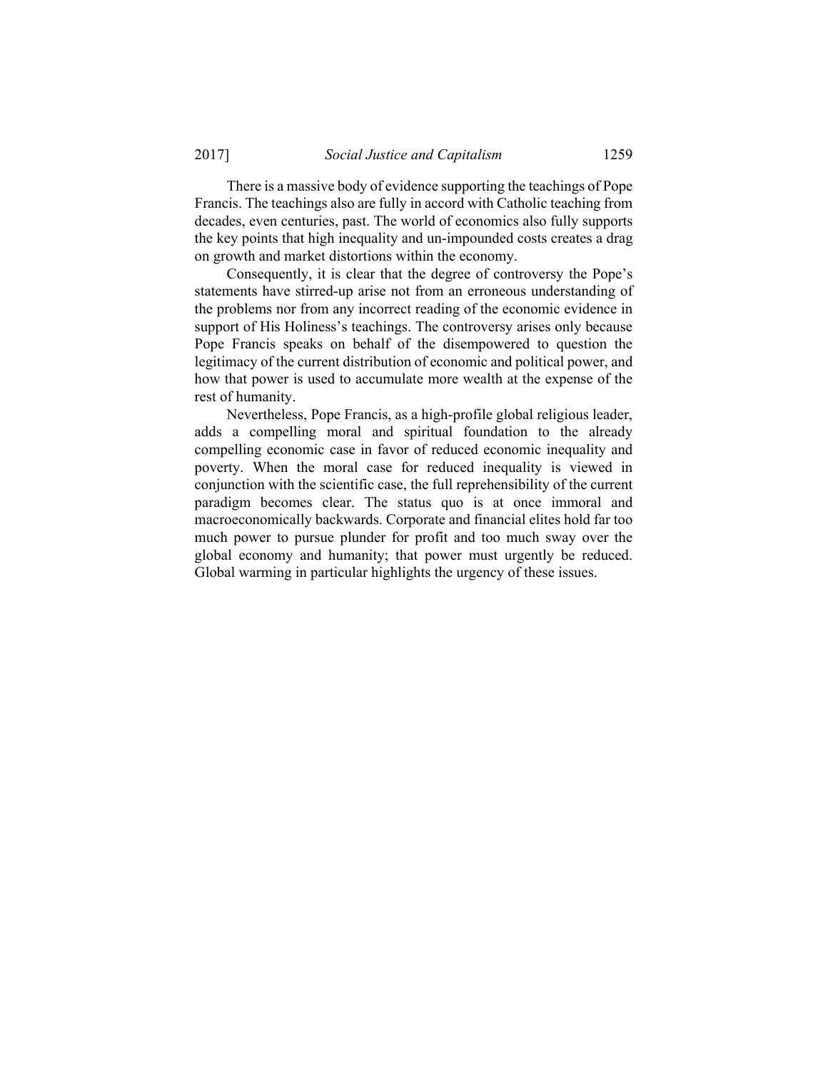There is a massive body of evidence supporting the teachings of Pope Francis. The teachings also are fully in accord with Catholic teaching from decades, even centuries, past. The world of economics also fully supports the key points that high inequality and un-impounded costs creates a drag on growth and market distortions within the economy.

Consequently, it is clear that the degree of controversy the Pope's statements have stirred-up arise not from an erroneous understanding of the problems nor from any incorrect reading of the economic evidence in support of His Holiness's teachings. The controversy arises only because Pope Francis speaks on behalf of the disempowered to question the legitimacy of the current distribution of economic and political power, and how that power is used to accumulate more wealth at the expense of the rest of humanity.

Nevertheless, Pope Francis, as a high-profile global religious leader, adds a compelling moral and spiritual foundation to the already compelling economic case in favor of reduced economic inequality and poverty. When the moral case for reduced inequality is viewed in conjunction with the scientific case, the full reprehensibility of the current paradigm becomes clear. The status quo is at once immoral and macroeconomically backwards. Corporate and financial elites hold far too much power to pursue plunder for profit and too much sway over the global economy and humanity; that power must urgently be reduced. Global warming in particular highlights the urgency of these issues.